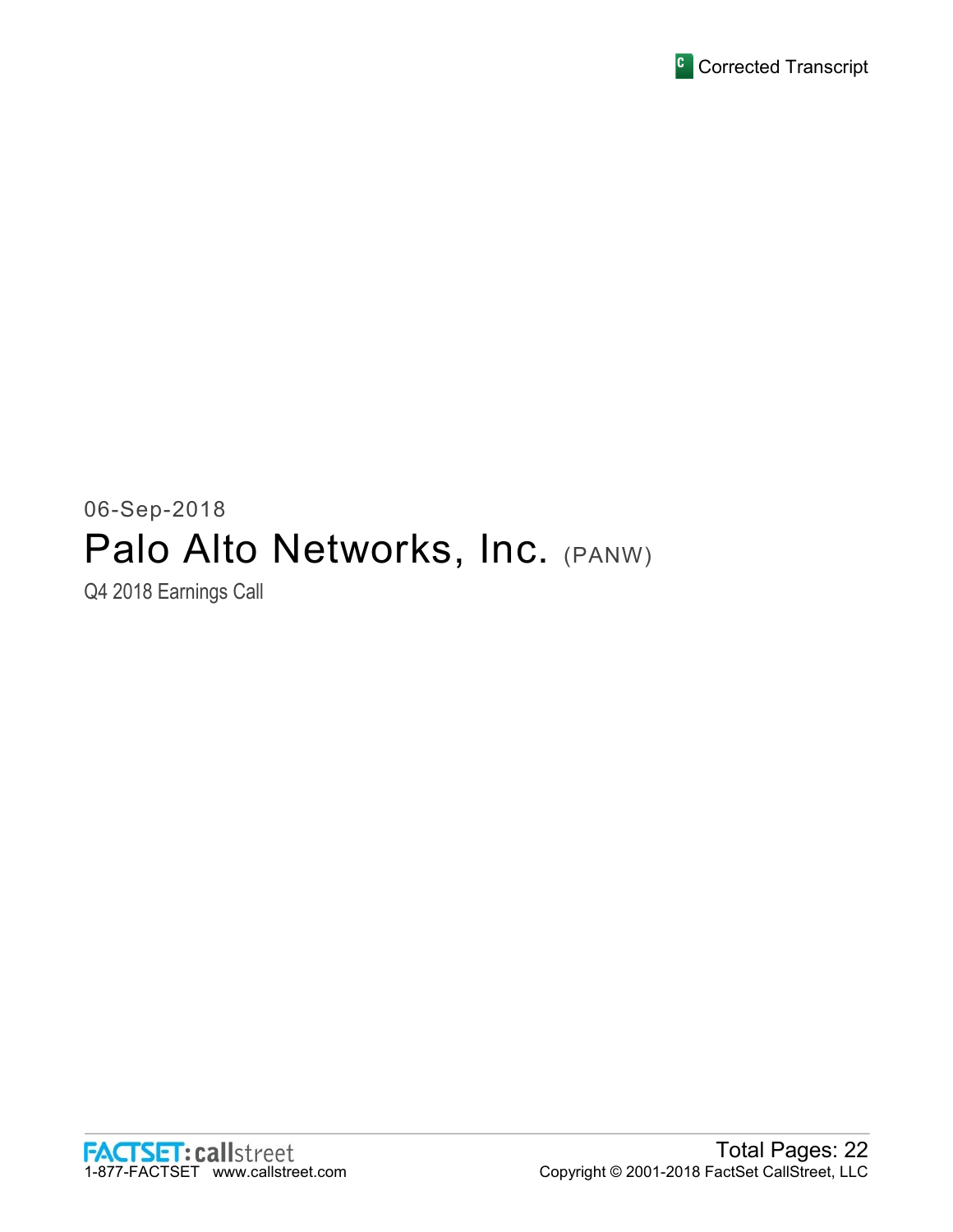Corrected Transcript

06-Sep-2018

# Palo Alto Networks, Inc. (PANW)

Q4 2018 Earnings Call

FACTSET: callstreet
1-877-FACTSET www.callstreet.com

Total Pages: 22
Copyright © 2001-2018 FactSet CallStreet, LLC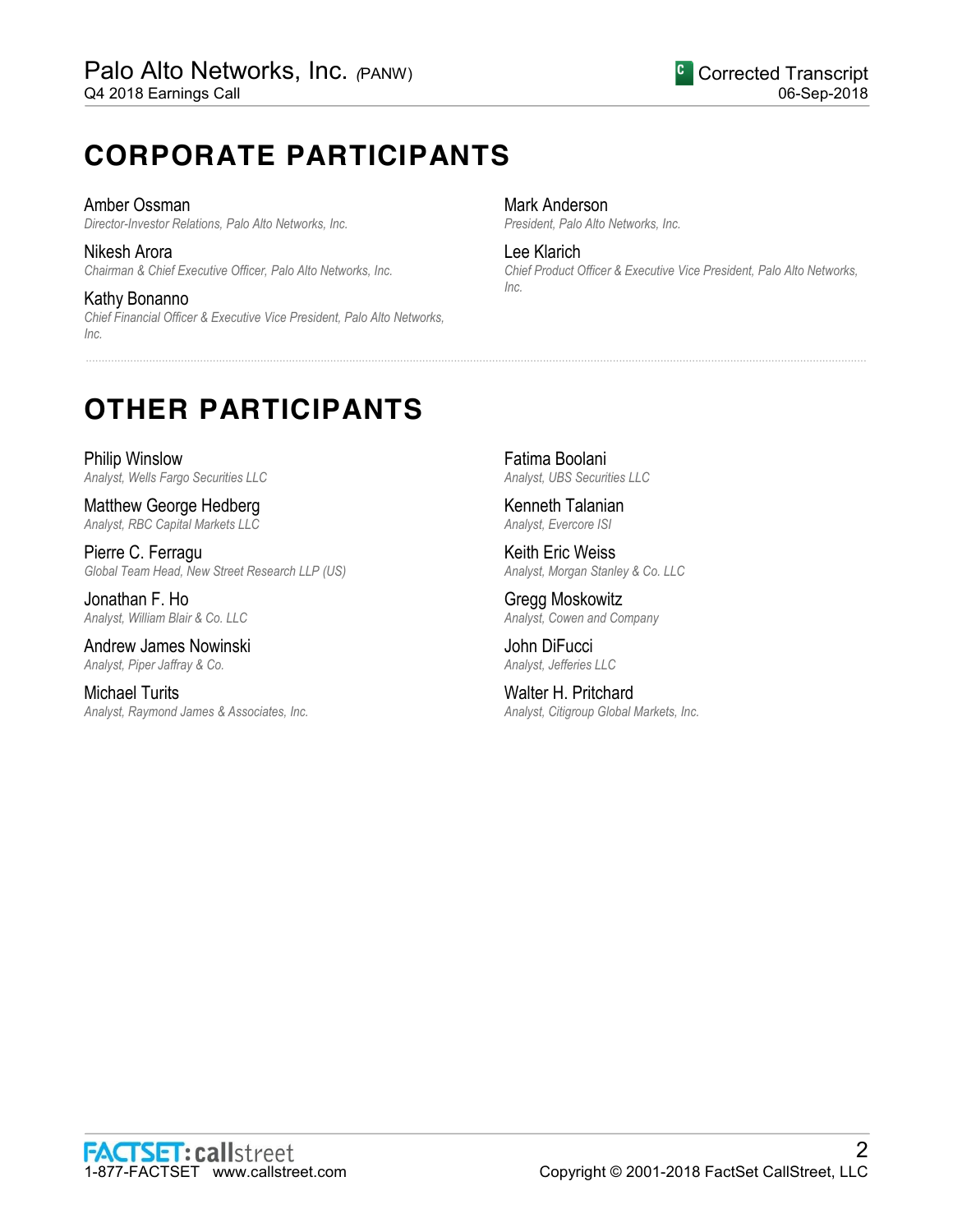# CORPORATE PARTICIPANTS

Amber Ossman
*Director-Investor Relations, Palo Alto Networks, Inc.*

Nikesh Arora
*Chairman & Chief Executive Officer, Palo Alto Networks, Inc.*

Kathy Bonanno
*Chief Financial Officer & Executive Vice President, Palo Alto Networks, Inc.*

Mark Anderson
*President, Palo Alto Networks, Inc.*

Lee Klarich
*Chief Product Officer & Executive Vice President, Palo Alto Networks, Inc.*

# OTHER PARTICIPANTS

Philip Winslow
*Analyst, Wells Fargo Securities LLC*

Matthew George Hedberg
*Analyst, RBC Capital Markets LLC*

Pierre C. Ferragu
*Global Team Head, New Street Research LLP (US)*

Jonathan F. Ho
*Analyst, William Blair & Co. LLC*

Andrew James Nowinski
*Analyst, Piper Jaffray & Co.*

Michael Turits
*Analyst, Raymond James & Associates, Inc.*

Fatima Boolani
*Analyst, UBS Securities LLC*

Kenneth Talanian
*Analyst, Evercore ISI*

Keith Eric Weiss
*Analyst, Morgan Stanley & Co. LLC*

Gregg Moskowitz
*Analyst, Cowen and Company*

John DiFucci
*Analyst, Jefferies LLC*

Walter H. Pritchard
*Analyst, Citigroup Global Markets, Inc.*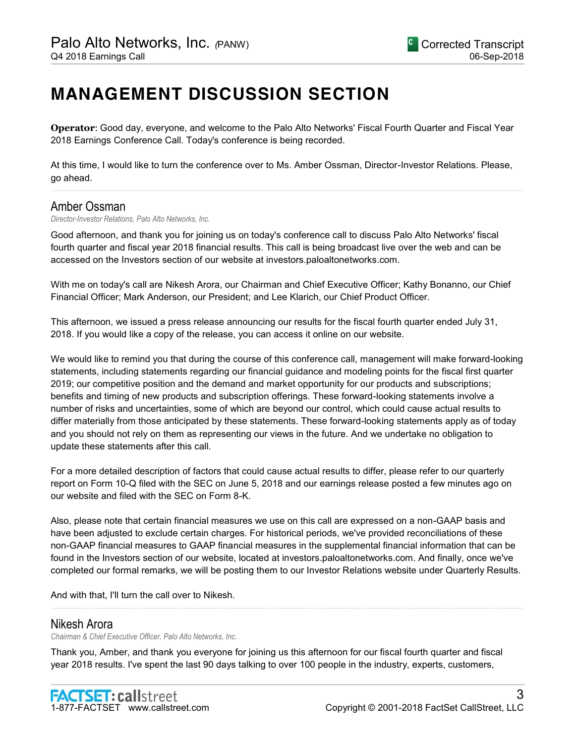# MANAGEMENT DISCUSSION SECTION

**Operator**: Good day, everyone, and welcome to the Palo Alto Networks' Fiscal Fourth Quarter and Fiscal Year 2018 Earnings Conference Call. Today's conference is being recorded.

At this time, I would like to turn the conference over to Ms. Amber Ossman, Director-Investor Relations. Please, go ahead.

---

## Amber Ossman

*Director-Investor Relations, Palo Alto Networks, Inc.*

Good afternoon, and thank you for joining us on today's conference call to discuss Palo Alto Networks' fiscal fourth quarter and fiscal year 2018 financial results. This call is being broadcast live over the web and can be accessed on the Investors section of our website at investors.paloaltonetworks.com.

With me on today's call are Nikesh Arora, our Chairman and Chief Executive Officer; Kathy Bonanno, our Chief Financial Officer; Mark Anderson, our President; and Lee Klarich, our Chief Product Officer.

This afternoon, we issued a press release announcing our results for the fiscal fourth quarter ended July 31, 2018. If you would like a copy of the release, you can access it online on our website.

We would like to remind you that during the course of this conference call, management will make forward-looking statements, including statements regarding our financial guidance and modeling points for the fiscal first quarter 2019; our competitive position and the demand and market opportunity for our products and subscriptions; benefits and timing of new products and subscription offerings. These forward-looking statements involve a number of risks and uncertainties, some of which are beyond our control, which could cause actual results to differ materially from those anticipated by these statements. These forward-looking statements apply as of today and you should not rely on them as representing our views in the future. And we undertake no obligation to update these statements after this call.

For a more detailed description of factors that could cause actual results to differ, please refer to our quarterly report on Form 10-Q filed with the SEC on June 5, 2018 and our earnings release posted a few minutes ago on our website and filed with the SEC on Form 8-K.

Also, please note that certain financial measures we use on this call are expressed on a non-GAAP basis and have been adjusted to exclude certain charges. For historical periods, we've provided reconciliations of these non-GAAP financial measures to GAAP financial measures in the supplemental financial information that can be found in the Investors section of our website, located at investors.paloaltonetworks.com. And finally, once we've completed our formal remarks, we will be posting them to our Investor Relations website under Quarterly Results.

And with that, I'll turn the call over to Nikesh.

---

## Nikesh Arora

*Chairman & Chief Executive Officer, Palo Alto Networks, Inc.*

Thank you, Amber, and thank you everyone for joining us this afternoon for our fiscal fourth quarter and fiscal year 2018 results. I've spent the last 90 days talking to over 100 people in the industry, experts, customers,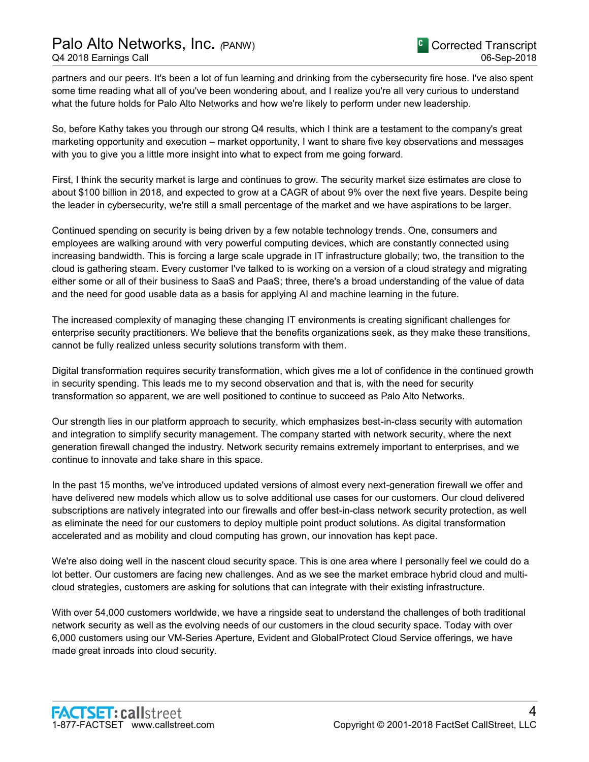partners and our peers. It's been a lot of fun learning and drinking from the cybersecurity fire hose. I've also spent some time reading what all of you've been wondering about, and I realize you're all very curious to understand what the future holds for Palo Alto Networks and how we're likely to perform under new leadership.

So, before Kathy takes you through our strong Q4 results, which I think are a testament to the company's great marketing opportunity and execution – market opportunity, I want to share five key observations and messages with you to give you a little more insight into what to expect from me going forward.

First, I think the security market is large and continues to grow. The security market size estimates are close to about $100 billion in 2018, and expected to grow at a CAGR of about 9% over the next five years. Despite being the leader in cybersecurity, we're still a small percentage of the market and we have aspirations to be larger.

Continued spending on security is being driven by a few notable technology trends. One, consumers and employees are walking around with very powerful computing devices, which are constantly connected using increasing bandwidth. This is forcing a large scale upgrade in IT infrastructure globally; two, the transition to the cloud is gathering steam. Every customer I've talked to is working on a version of a cloud strategy and migrating either some or all of their business to SaaS and PaaS; three, there's a broad understanding of the value of data and the need for good usable data as a basis for applying AI and machine learning in the future.

The increased complexity of managing these changing IT environments is creating significant challenges for enterprise security practitioners. We believe that the benefits organizations seek, as they make these transitions, cannot be fully realized unless security solutions transform with them.

Digital transformation requires security transformation, which gives me a lot of confidence in the continued growth in security spending. This leads me to my second observation and that is, with the need for security transformation so apparent, we are well positioned to continue to succeed as Palo Alto Networks.

Our strength lies in our platform approach to security, which emphasizes best-in-class security with automation and integration to simplify security management. The company started with network security, where the next generation firewall changed the industry. Network security remains extremely important to enterprises, and we continue to innovate and take share in this space.

In the past 15 months, we've introduced updated versions of almost every next-generation firewall we offer and have delivered new models which allow us to solve additional use cases for our customers. Our cloud delivered subscriptions are natively integrated into our firewalls and offer best-in-class network security protection, as well as eliminate the need for our customers to deploy multiple point product solutions. As digital transformation accelerated and as mobility and cloud computing has grown, our innovation has kept pace.

We're also doing well in the nascent cloud security space. This is one area where I personally feel we could do a lot better. Our customers are facing new challenges. And as we see the market embrace hybrid cloud and multi-cloud strategies, customers are asking for solutions that can integrate with their existing infrastructure.

With over 54,000 customers worldwide, we have a ringside seat to understand the challenges of both traditional network security as well as the evolving needs of our customers in the cloud security space. Today with over 6,000 customers using our VM-Series Aperture, Evident and GlobalProtect Cloud Service offerings, we have made great inroads into cloud security.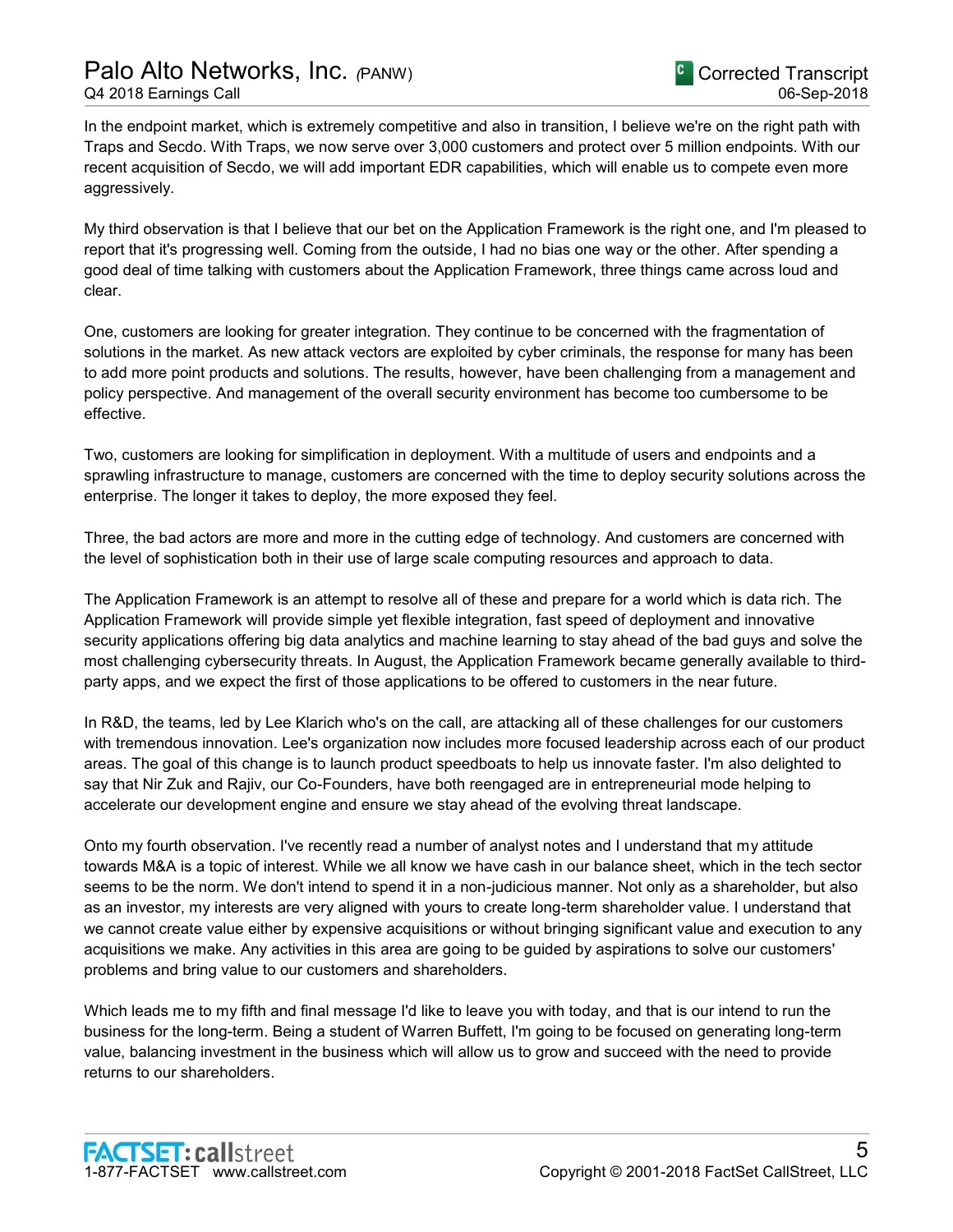In the endpoint market, which is extremely competitive and also in transition, I believe we're on the right path with Traps and Secdo. With Traps, we now serve over 3,000 customers and protect over 5 million endpoints. With our recent acquisition of Secdo, we will add important EDR capabilities, which will enable us to compete even more aggressively.

My third observation is that I believe that our bet on the Application Framework is the right one, and I'm pleased to report that it's progressing well. Coming from the outside, I had no bias one way or the other. After spending a good deal of time talking with customers about the Application Framework, three things came across loud and clear.

One, customers are looking for greater integration. They continue to be concerned with the fragmentation of solutions in the market. As new attack vectors are exploited by cyber criminals, the response for many has been to add more point products and solutions. The results, however, have been challenging from a management and policy perspective. And management of the overall security environment has become too cumbersome to be effective.

Two, customers are looking for simplification in deployment. With a multitude of users and endpoints and a sprawling infrastructure to manage, customers are concerned with the time to deploy security solutions across the enterprise. The longer it takes to deploy, the more exposed they feel.

Three, the bad actors are more and more in the cutting edge of technology. And customers are concerned with the level of sophistication both in their use of large scale computing resources and approach to data.

The Application Framework is an attempt to resolve all of these and prepare for a world which is data rich. The Application Framework will provide simple yet flexible integration, fast speed of deployment and innovative security applications offering big data analytics and machine learning to stay ahead of the bad guys and solve the most challenging cybersecurity threats. In August, the Application Framework became generally available to third-party apps, and we expect the first of those applications to be offered to customers in the near future.

In R&D, the teams, led by Lee Klarich who's on the call, are attacking all of these challenges for our customers with tremendous innovation. Lee's organization now includes more focused leadership across each of our product areas. The goal of this change is to launch product speedboats to help us innovate faster. I'm also delighted to say that Nir Zuk and Rajiv, our Co-Founders, have both reengaged are in entrepreneurial mode helping to accelerate our development engine and ensure we stay ahead of the evolving threat landscape.

Onto my fourth observation. I've recently read a number of analyst notes and I understand that my attitude towards M&A is a topic of interest. While we all know we have cash in our balance sheet, which in the tech sector seems to be the norm. We don't intend to spend it in a non-judicious manner. Not only as a shareholder, but also as an investor, my interests are very aligned with yours to create long-term shareholder value. I understand that we cannot create value either by expensive acquisitions or without bringing significant value and execution to any acquisitions we make. Any activities in this area are going to be guided by aspirations to solve our customers' problems and bring value to our customers and shareholders.

Which leads me to my fifth and final message I'd like to leave you with today, and that is our intend to run the business for the long-term. Being a student of Warren Buffett, I'm going to be focused on generating long-term value, balancing investment in the business which will allow us to grow and succeed with the need to provide returns to our shareholders.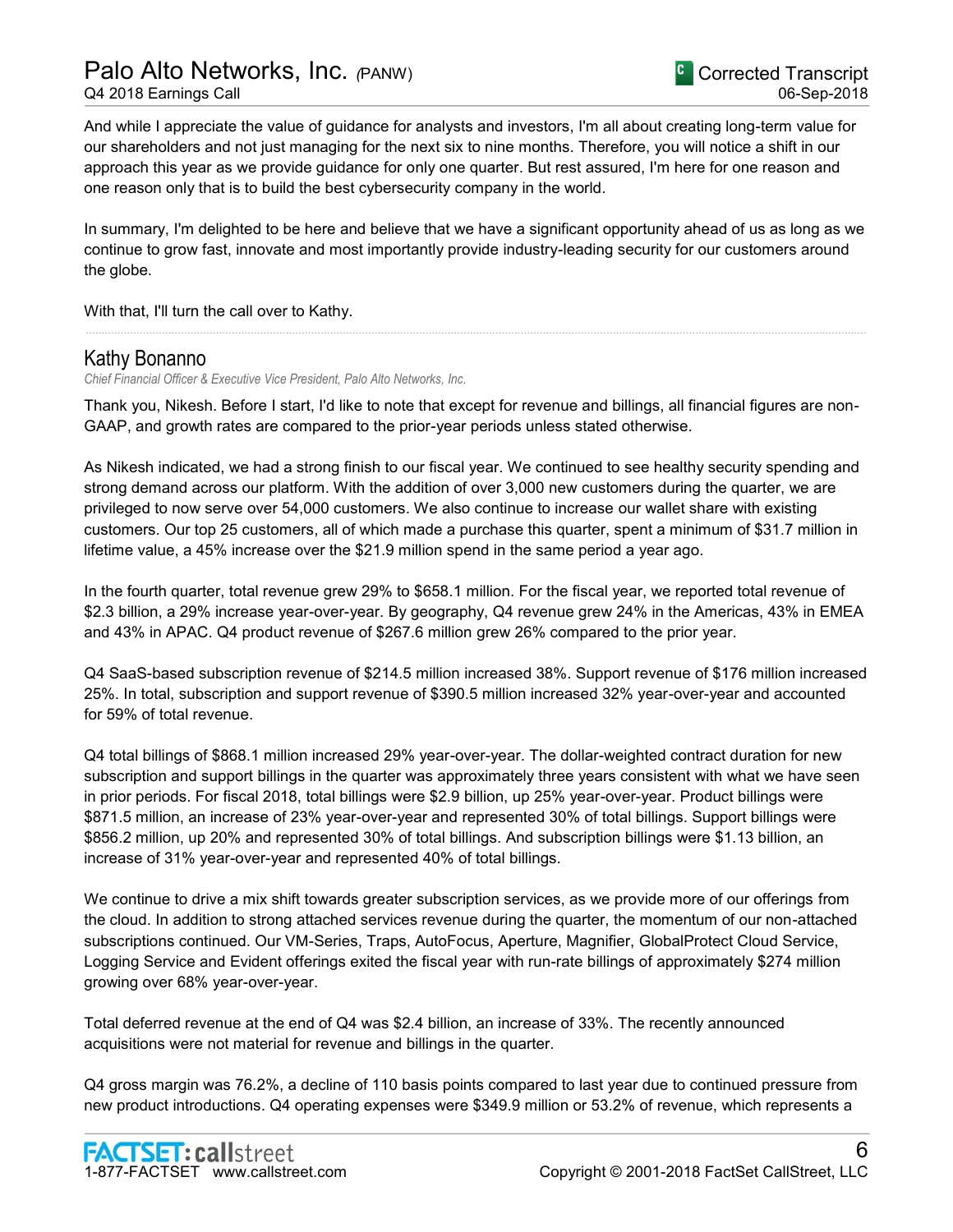And while I appreciate the value of guidance for analysts and investors, I'm all about creating long-term value for our shareholders and not just managing for the next six to nine months. Therefore, you will notice a shift in our approach this year as we provide guidance for only one quarter. But rest assured, I'm here for one reason and one reason only that is to build the best cybersecurity company in the world.

In summary, I'm delighted to be here and believe that we have a significant opportunity ahead of us as long as we continue to grow fast, innovate and most importantly provide industry-leading security for our customers around the globe.

With that, I'll turn the call over to Kathy.

---

## Kathy Bonanno

*Chief Financial Officer & Executive Vice President, Palo Alto Networks, Inc.*

Thank you, Nikesh. Before I start, I'd like to note that except for revenue and billings, all financial figures are non-GAAP, and growth rates are compared to the prior-year periods unless stated otherwise.

As Nikesh indicated, we had a strong finish to our fiscal year. We continued to see healthy security spending and strong demand across our platform. With the addition of over 3,000 new customers during the quarter, we are privileged to now serve over 54,000 customers. We also continue to increase our wallet share with existing customers. Our top 25 customers, all of which made a purchase this quarter, spent a minimum of $31.7 million in lifetime value, a 45% increase over the $21.9 million spend in the same period a year ago.

In the fourth quarter, total revenue grew 29% to $658.1 million. For the fiscal year, we reported total revenue of $2.3 billion, a 29% increase year-over-year. By geography, Q4 revenue grew 24% in the Americas, 43% in EMEA and 43% in APAC. Q4 product revenue of $267.6 million grew 26% compared to the prior year.

Q4 SaaS-based subscription revenue of $214.5 million increased 38%. Support revenue of $176 million increased 25%. In total, subscription and support revenue of $390.5 million increased 32% year-over-year and accounted for 59% of total revenue.

Q4 total billings of $868.1 million increased 29% year-over-year. The dollar-weighted contract duration for new subscription and support billings in the quarter was approximately three years consistent with what we have seen in prior periods. For fiscal 2018, total billings were $2.9 billion, up 25% year-over-year. Product billings were $871.5 million, an increase of 23% year-over-year and represented 30% of total billings. Support billings were $856.2 million, up 20% and represented 30% of total billings. And subscription billings were $1.13 billion, an increase of 31% year-over-year and represented 40% of total billings.

We continue to drive a mix shift towards greater subscription services, as we provide more of our offerings from the cloud. In addition to strong attached services revenue during the quarter, the momentum of our non-attached subscriptions continued. Our VM-Series, Traps, AutoFocus, Aperture, Magnifier, GlobalProtect Cloud Service, Logging Service and Evident offerings exited the fiscal year with run-rate billings of approximately $274 million growing over 68% year-over-year.

Total deferred revenue at the end of Q4 was $2.4 billion, an increase of 33%. The recently announced acquisitions were not material for revenue and billings in the quarter.

Q4 gross margin was 76.2%, a decline of 110 basis points compared to last year due to continued pressure from new product introductions. Q4 operating expenses were $349.9 million or 53.2% of revenue, which represents a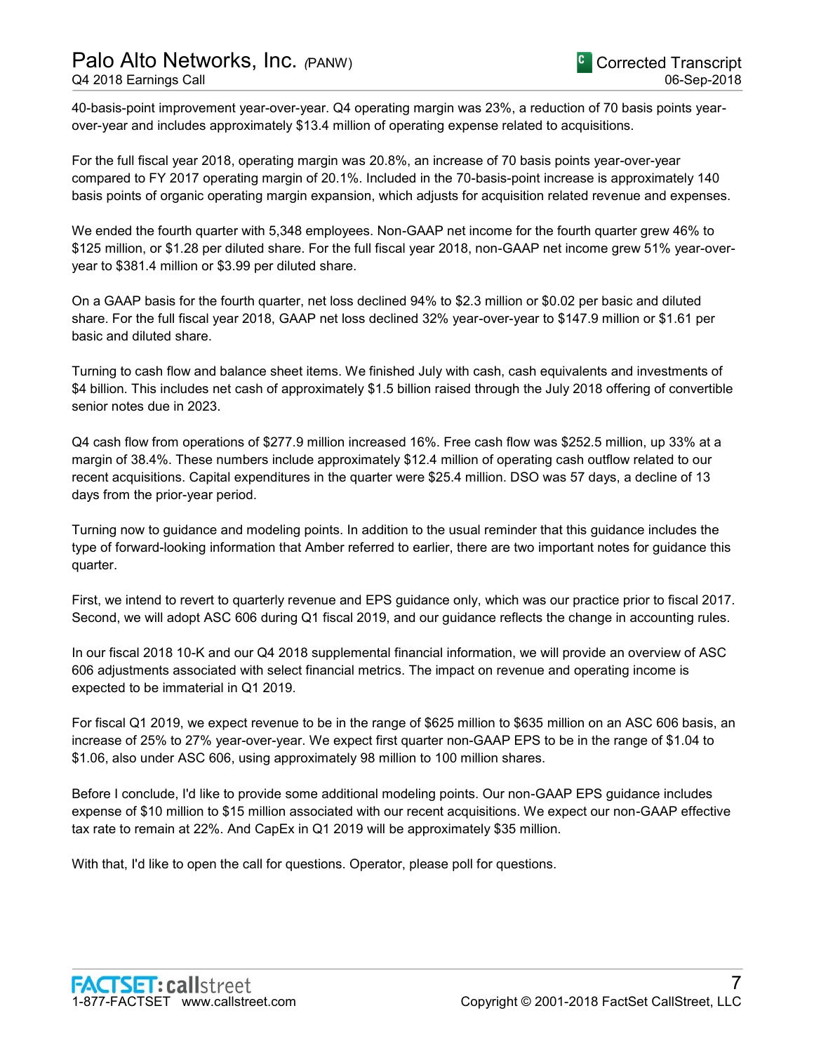40-basis-point improvement year-over-year. Q4 operating margin was 23%, a reduction of 70 basis points year-over-year and includes approximately $13.4 million of operating expense related to acquisitions.

For the full fiscal year 2018, operating margin was 20.8%, an increase of 70 basis points year-over-year compared to FY 2017 operating margin of 20.1%. Included in the 70-basis-point increase is approximately 140 basis points of organic operating margin expansion, which adjusts for acquisition related revenue and expenses.

We ended the fourth quarter with 5,348 employees. Non-GAAP net income for the fourth quarter grew 46% to $125 million, or $1.28 per diluted share. For the full fiscal year 2018, non-GAAP net income grew 51% year-over-year to $381.4 million or $3.99 per diluted share.

On a GAAP basis for the fourth quarter, net loss declined 94% to $2.3 million or $0.02 per basic and diluted share. For the full fiscal year 2018, GAAP net loss declined 32% year-over-year to $147.9 million or $1.61 per basic and diluted share.

Turning to cash flow and balance sheet items. We finished July with cash, cash equivalents and investments of $4 billion. This includes net cash of approximately $1.5 billion raised through the July 2018 offering of convertible senior notes due in 2023.

Q4 cash flow from operations of $277.9 million increased 16%. Free cash flow was $252.5 million, up 33% at a margin of 38.4%. These numbers include approximately $12.4 million of operating cash outflow related to our recent acquisitions. Capital expenditures in the quarter were $25.4 million. DSO was 57 days, a decline of 13 days from the prior-year period.

Turning now to guidance and modeling points. In addition to the usual reminder that this guidance includes the type of forward-looking information that Amber referred to earlier, there are two important notes for guidance this quarter.

First, we intend to revert to quarterly revenue and EPS guidance only, which was our practice prior to fiscal 2017. Second, we will adopt ASC 606 during Q1 fiscal 2019, and our guidance reflects the change in accounting rules.

In our fiscal 2018 10-K and our Q4 2018 supplemental financial information, we will provide an overview of ASC 606 adjustments associated with select financial metrics. The impact on revenue and operating income is expected to be immaterial in Q1 2019.

For fiscal Q1 2019, we expect revenue to be in the range of $625 million to $635 million on an ASC 606 basis, an increase of 25% to 27% year-over-year. We expect first quarter non-GAAP EPS to be in the range of $1.04 to $1.06, also under ASC 606, using approximately 98 million to 100 million shares.

Before I conclude, I'd like to provide some additional modeling points. Our non-GAAP EPS guidance includes expense of $10 million to $15 million associated with our recent acquisitions. We expect our non-GAAP effective tax rate to remain at 22%. And CapEx in Q1 2019 will be approximately $35 million.

With that, I'd like to open the call for questions. Operator, please poll for questions.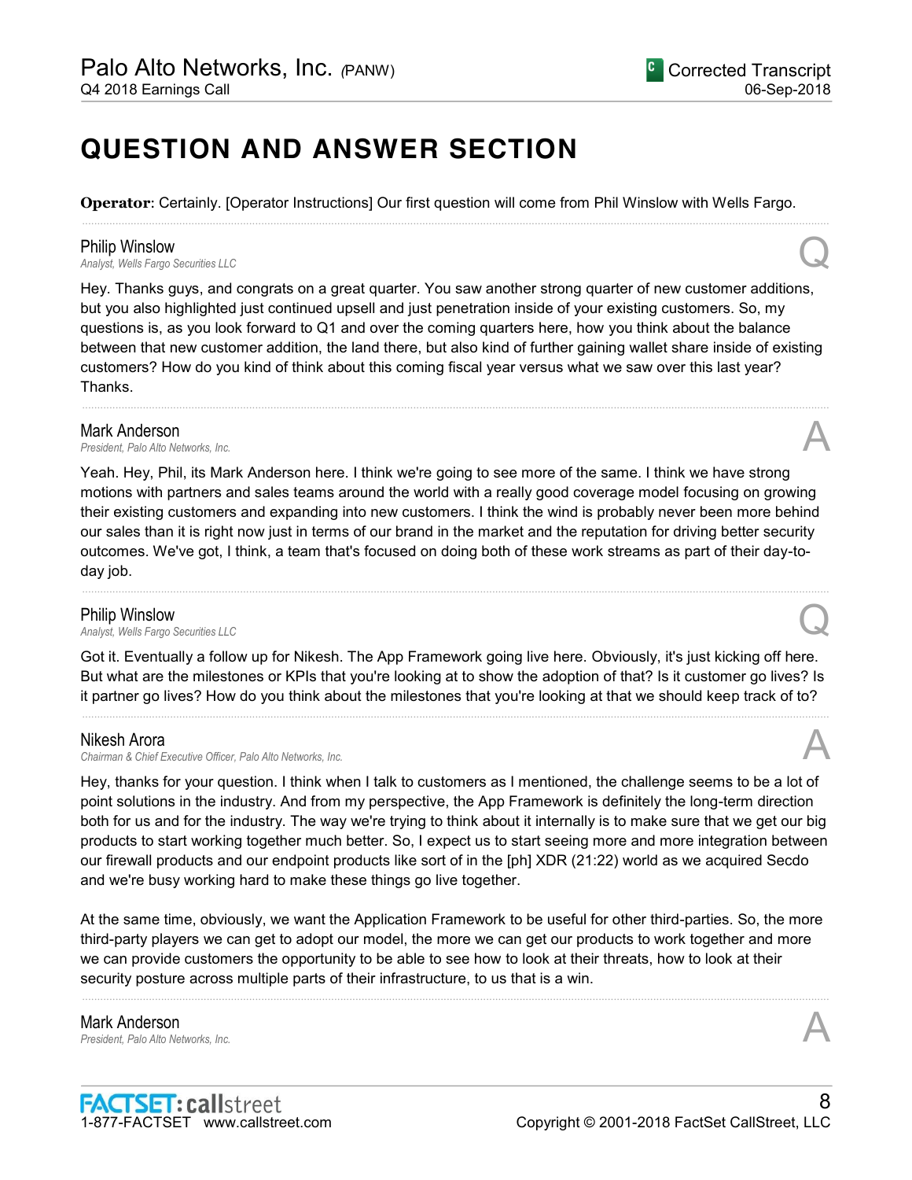# QUESTION AND ANSWER SECTION

**Operator**: Certainly. [Operator Instructions] Our first question will come from Phil Winslow with Wells Fargo.

---

**Philip Winslow**
*Analyst, Wells Fargo Securities LLC* **Q**

Hey. Thanks guys, and congrats on a great quarter. You saw another strong quarter of new customer additions, but you also highlighted just continued upsell and just penetration inside of your existing customers. So, my questions is, as you look forward to Q1 and over the coming quarters here, how you think about the balance between that new customer addition, the land there, but also kind of further gaining wallet share inside of existing customers? How do you kind of think about this coming fiscal year versus what we saw over this last year? Thanks.

---

**Mark Anderson**
*President, Palo Alto Networks, Inc.* **A**

Yeah. Hey, Phil, its Mark Anderson here. I think we're going to see more of the same. I think we have strong motions with partners and sales teams around the world with a really good coverage model focusing on growing their existing customers and expanding into new customers. I think the wind is probably never been more behind our sales than it is right now just in terms of our brand in the market and the reputation for driving better security outcomes. We've got, I think, a team that's focused on doing both of these work streams as part of their day-to-day job.

---

**Philip Winslow**
*Analyst, Wells Fargo Securities LLC* **Q**

Got it. Eventually a follow up for Nikesh. The App Framework going live here. Obviously, it's just kicking off here. But what are the milestones or KPIs that you're looking at to show the adoption of that? Is it customer go lives? Is it partner go lives? How do you think about the milestones that you're looking at that we should keep track of to?

---

**Nikesh Arora**
*Chairman & Chief Executive Officer, Palo Alto Networks, Inc.* **A**

Hey, thanks for your question. I think when I talk to customers as I mentioned, the challenge seems to be a lot of point solutions in the industry. And from my perspective, the App Framework is definitely the long-term direction both for us and for the industry. The way we're trying to think about it internally is to make sure that we get our big products to start working together much better. So, I expect us to start seeing more and more integration between our firewall products and our endpoint products like sort of in the [ph] XDR (21:22) world as we acquired Secdo and we're busy working hard to make these things go live together.

At the same time, obviously, we want the Application Framework to be useful for other third-parties. So, the more third-party players we can get to adopt our model, the more we can get our products to work together and more we can provide customers the opportunity to be able to see how to look at their threats, how to look at their security posture across multiple parts of their infrastructure, to us that is a win.

---

**Mark Anderson**
*President, Palo Alto Networks, Inc.* **A**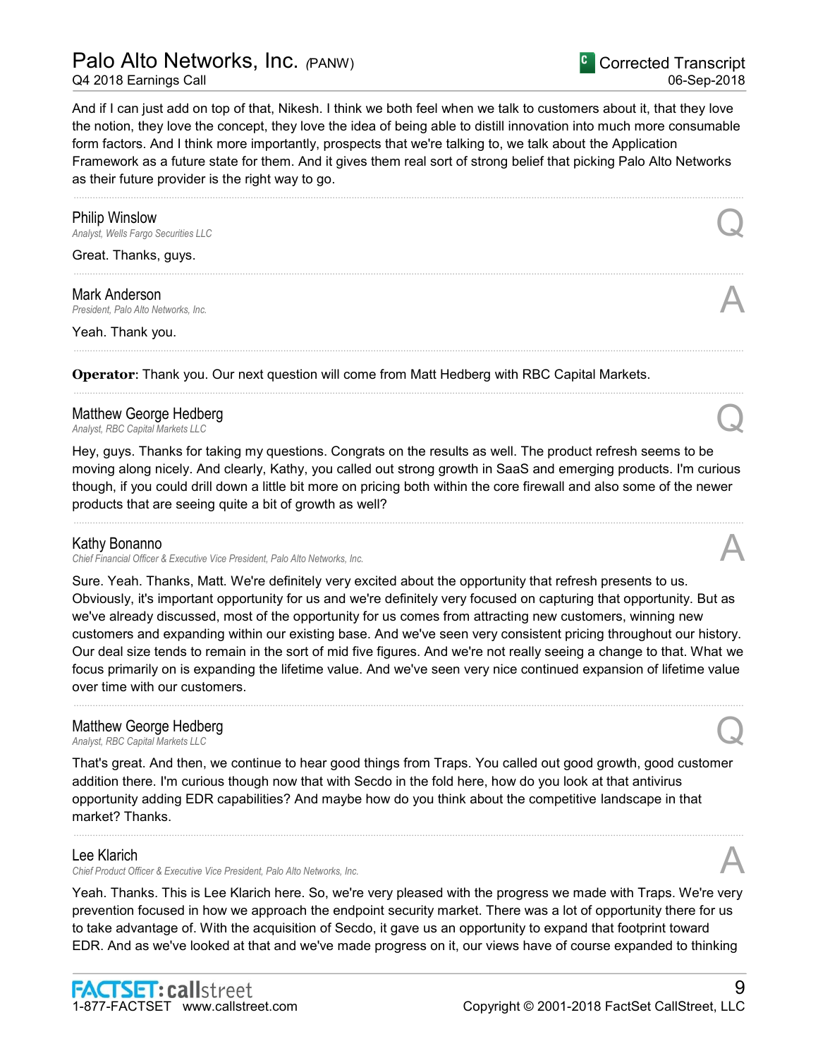And if I can just add on top of that, Nikesh. I think we both feel when we talk to customers about it, that they love the notion, they love the concept, they love the idea of being able to distill innovation into much more consumable form factors. And I think more importantly, prospects that we're talking to, we talk about the Application Framework as a future state for them. And it gives them real sort of strong belief that picking Palo Alto Networks as their future provider is the right way to go.

---

**Philip Winslow**
*Analyst, Wells Fargo Securities LLC* **Q**

Great. Thanks, guys.

---

**Mark Anderson**
*President, Palo Alto Networks, Inc.* **A**

Yeah. Thank you.

---

**Operator**: Thank you. Our next question will come from Matt Hedberg with RBC Capital Markets.

---

**Matthew George Hedberg**
*Analyst, RBC Capital Markets LLC* **Q**

Hey, guys. Thanks for taking my questions. Congrats on the results as well. The product refresh seems to be moving along nicely. And clearly, Kathy, you called out strong growth in SaaS and emerging products. I'm curious though, if you could drill down a little bit more on pricing both within the core firewall and also some of the newer products that are seeing quite a bit of growth as well?

---

**Kathy Bonanno**
*Chief Financial Officer & Executive Vice President, Palo Alto Networks, Inc.* **A**

Sure. Yeah. Thanks, Matt. We're definitely very excited about the opportunity that refresh presents to us. Obviously, it's important opportunity for us and we're definitely very focused on capturing that opportunity. But as we've already discussed, most of the opportunity for us comes from attracting new customers, winning new customers and expanding within our existing base. And we've seen very consistent pricing throughout our history. Our deal size tends to remain in the sort of mid five figures. And we're not really seeing a change to that. What we focus primarily on is expanding the lifetime value. And we've seen very nice continued expansion of lifetime value over time with our customers.

---

**Matthew George Hedberg**
*Analyst, RBC Capital Markets LLC* **Q**

That's great. And then, we continue to hear good things from Traps. You called out good growth, good customer addition there. I'm curious though now that with Secdo in the fold here, how do you look at that antivirus opportunity adding EDR capabilities? And maybe how do you think about the competitive landscape in that market? Thanks.

---

**Lee Klarich**
*Chief Product Officer & Executive Vice President, Palo Alto Networks, Inc.* **A**

Yeah. Thanks. This is Lee Klarich here. So, we're very pleased with the progress we made with Traps. We're very prevention focused in how we approach the endpoint security market. There was a lot of opportunity there for us to take advantage of. With the acquisition of Secdo, it gave us an opportunity to expand that footprint toward EDR. And as we've looked at that and we've made progress on it, our views have of course expanded to thinking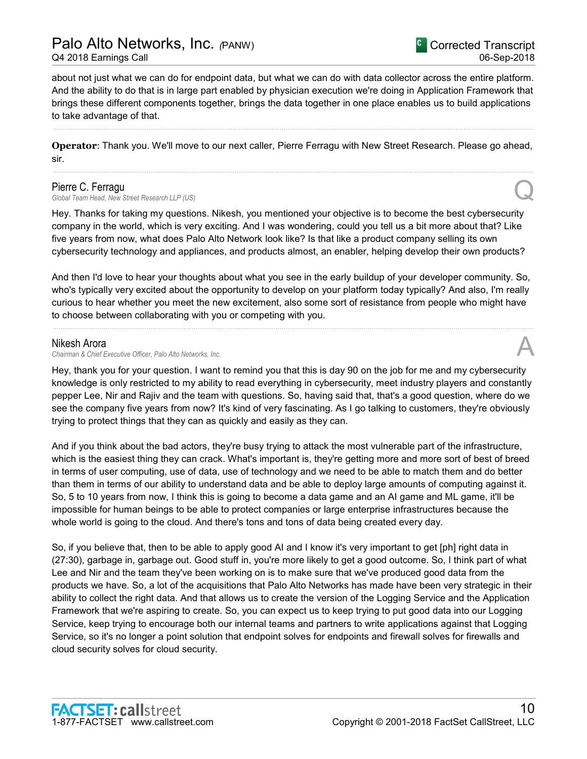about not just what we can do for endpoint data, but what we can do with data collector across the entire platform. And the ability to do that is in large part enabled by physician execution we're doing in Application Framework that brings these different components together, brings the data together in one place enables us to build applications to take advantage of that.

---

**Operator**: Thank you. We'll move to our next caller, Pierre Ferragu with New Street Research. Please go ahead, sir.

---

**Pierre C. Ferragu**
*Global Team Head, New Street Research LLP (US)*

**Q**

Hey. Thanks for taking my questions. Nikesh, you mentioned your objective is to become the best cybersecurity company in the world, which is very exciting. And I was wondering, could you tell us a bit more about that? Like five years from now, what does Palo Alto Network look like? Is that like a product company selling its own cybersecurity technology and appliances, and products almost, an enabler, helping develop their own products?

And then I'd love to hear your thoughts about what you see in the early buildup of your developer community. So, who's typically very excited about the opportunity to develop on your platform today typically? And also, I'm really curious to hear whether you meet the new excitement, also some sort of resistance from people who might have to choose between collaborating with you or competing with you.

---

**Nikesh Arora**
*Chairman & Chief Executive Officer, Palo Alto Networks, Inc.*

**A**

Hey, thank you for your question. I want to remind you that this is day 90 on the job for me and my cybersecurity knowledge is only restricted to my ability to read everything in cybersecurity, meet industry players and constantly pepper Lee, Nir and Rajiv and the team with questions. So, having said that, that's a good question, where do we see the company five years from now? It's kind of very fascinating. As I go talking to customers, they're obviously trying to protect things that they can as quickly and easily as they can.

And if you think about the bad actors, they're busy trying to attack the most vulnerable part of the infrastructure, which is the easiest thing they can crack. What's important is, they're getting more and more sort of best of breed in terms of user computing, use of data, use of technology and we need to be able to match them and do better than them in terms of our ability to understand data and be able to deploy large amounts of computing against it. So, 5 to 10 years from now, I think this is going to become a data game and an AI game and ML game, it'll be impossible for human beings to be able to protect companies or large enterprise infrastructures because the whole world is going to the cloud. And there's tons and tons of data being created every day.

So, if you believe that, then to be able to apply good AI and I know it's very important to get [ph] right data in (27:30), garbage in, garbage out. Good stuff in, you're more likely to get a good outcome. So, I think part of what Lee and Nir and the team they've been working on is to make sure that we've produced good data from the products we have. So, a lot of the acquisitions that Palo Alto Networks has made have been very strategic in their ability to collect the right data. And that allows us to create the version of the Logging Service and the Application Framework that we're aspiring to create. So, you can expect us to keep trying to put good data into our Logging Service, keep trying to encourage both our internal teams and partners to write applications against that Logging Service, so it's no longer a point solution that endpoint solves for endpoints and firewall solves for firewalls and cloud security solves for cloud security.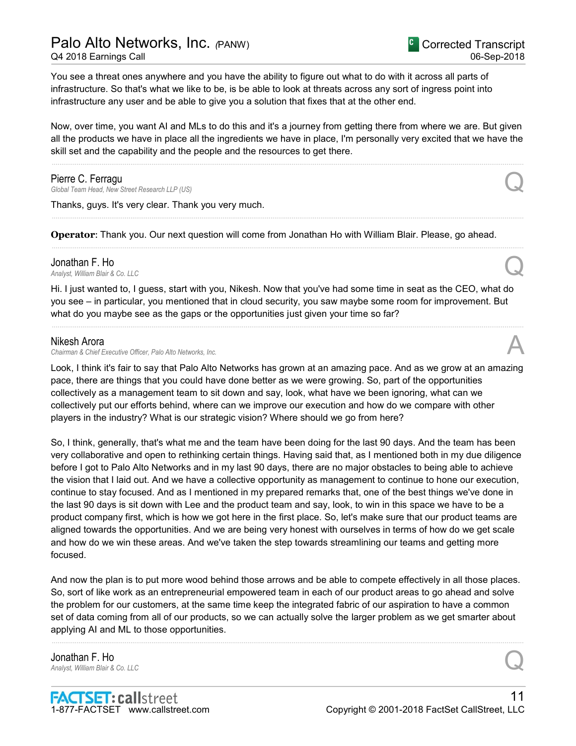You see a threat ones anywhere and you have the ability to figure out what to do with it across all parts of infrastructure. So that's what we like to be, is be able to look at threats across any sort of ingress point into infrastructure any user and be able to give you a solution that fixes that at the other end.

Now, over time, you want AI and MLs to do this and it's a journey from getting there from where we are. But given all the products we have in place all the ingredients we have in place, I'm personally very excited that we have the skill set and the capability and the people and the resources to get there.

---

**Pierre C. Ferragu**
*Global Team Head, New Street Research LLP (US)* **Q**

Thanks, guys. It's very clear. Thank you very much.

---

**Operator**: Thank you. Our next question will come from Jonathan Ho with William Blair. Please, go ahead.

---

**Jonathan F. Ho**
*Analyst, William Blair & Co. LLC* **Q**

Hi. I just wanted to, I guess, start with you, Nikesh. Now that you've had some time in seat as the CEO, what do you see – in particular, you mentioned that in cloud security, you saw maybe some room for improvement. But what do you maybe see as the gaps or the opportunities just given your time so far?

---

**Nikesh Arora**
*Chairman & Chief Executive Officer, Palo Alto Networks, Inc.* **A**

Look, I think it's fair to say that Palo Alto Networks has grown at an amazing pace. And as we grow at an amazing pace, there are things that you could have done better as we were growing. So, part of the opportunities collectively as a management team to sit down and say, look, what have we been ignoring, what can we collectively put our efforts behind, where can we improve our execution and how do we compare with other players in the industry? What is our strategic vision? Where should we go from here?

So, I think, generally, that's what me and the team have been doing for the last 90 days. And the team has been very collaborative and open to rethinking certain things. Having said that, as I mentioned both in my due diligence before I got to Palo Alto Networks and in my last 90 days, there are no major obstacles to being able to achieve the vision that I laid out. And we have a collective opportunity as management to continue to hone our execution, continue to stay focused. And as I mentioned in my prepared remarks that, one of the best things we've done in the last 90 days is sit down with Lee and the product team and say, look, to win in this space we have to be a product company first, which is how we got here in the first place. So, let's make sure that our product teams are aligned towards the opportunities. And we are being very honest with ourselves in terms of how do we get scale and how do we win these areas. And we've taken the step towards streamlining our teams and getting more focused.

And now the plan is to put more wood behind those arrows and be able to compete effectively in all those places. So, sort of like work as an entrepreneurial empowered team in each of our product areas to go ahead and solve the problem for our customers, at the same time keep the integrated fabric of our aspiration to have a common set of data coming from all of our products, so we can actually solve the larger problem as we get smarter about applying AI and ML to those opportunities.

---

**Jonathan F. Ho**
*Analyst, William Blair & Co. LLC* **Q**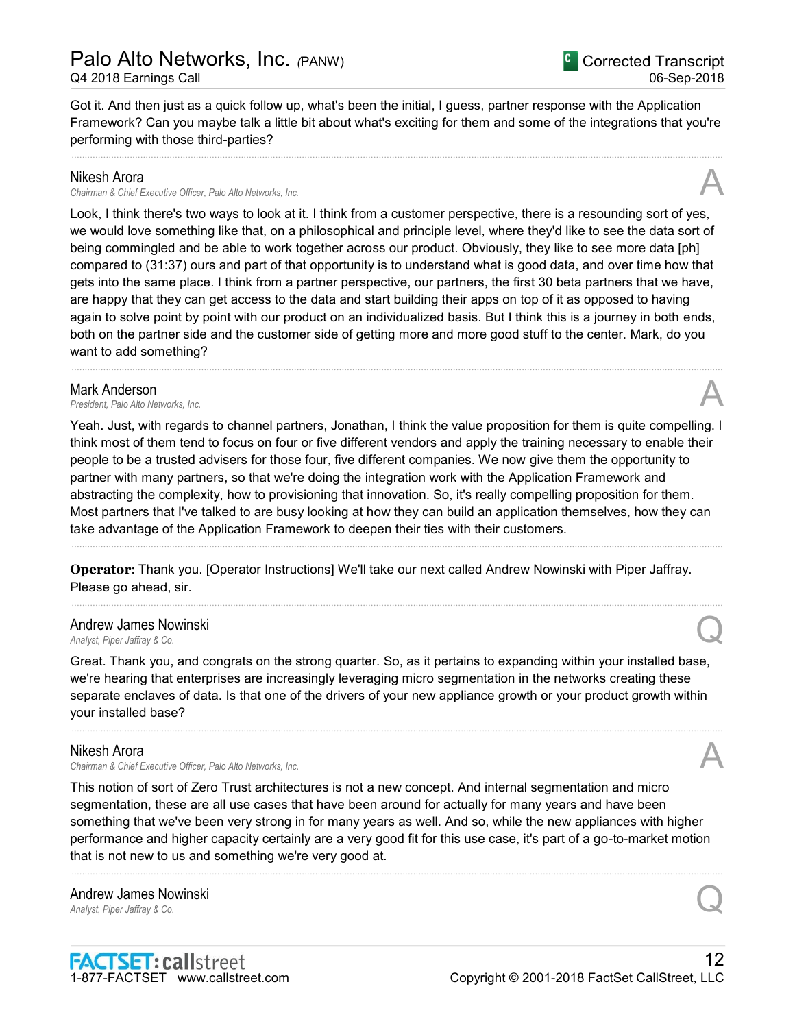Got it. And then just as a quick follow up, what's been the initial, I guess, partner response with the Application Framework? Can you maybe talk a little bit about what's exciting for them and some of the integrations that you're performing with those third-parties?

---

**Nikesh Arora**
*Chairman & Chief Executive Officer, Palo Alto Networks, Inc.* **A**

Look, I think there's two ways to look at it. I think from a customer perspective, there is a resounding sort of yes, we would love something like that, on a philosophical and principle level, where they'd like to see the data sort of being commingled and be able to work together across our product. Obviously, they like to see more data [ph] compared to (31:37) ours and part of that opportunity is to understand what is good data, and over time how that gets into the same place. I think from a partner perspective, our partners, the first 30 beta partners that we have, are happy that they can get access to the data and start building their apps on top of it as opposed to having again to solve point by point with our product on an individualized basis. But I think this is a journey in both ends, both on the partner side and the customer side of getting more and more good stuff to the center. Mark, do you want to add something?

---

**Mark Anderson**
*President, Palo Alto Networks, Inc.* **A**

Yeah. Just, with regards to channel partners, Jonathan, I think the value proposition for them is quite compelling. I think most of them tend to focus on four or five different vendors and apply the training necessary to enable their people to be a trusted advisers for those four, five different companies. We now give them the opportunity to partner with many partners, so that we're doing the integration work with the Application Framework and abstracting the complexity, how to provisioning that innovation. So, it's really compelling proposition for them. Most partners that I've talked to are busy looking at how they can build an application themselves, how they can take advantage of the Application Framework to deepen their ties with their customers.

---

**Operator**: Thank you. [Operator Instructions] We'll take our next called Andrew Nowinski with Piper Jaffray. Please go ahead, sir.

---

**Andrew James Nowinski**
*Analyst, Piper Jaffray & Co.* **Q**

Great. Thank you, and congrats on the strong quarter. So, as it pertains to expanding within your installed base, we're hearing that enterprises are increasingly leveraging micro segmentation in the networks creating these separate enclaves of data. Is that one of the drivers of your new appliance growth or your product growth within your installed base?

---

**Nikesh Arora**
*Chairman & Chief Executive Officer, Palo Alto Networks, Inc.* **A**

This notion of sort of Zero Trust architectures is not a new concept. And internal segmentation and micro segmentation, these are all use cases that have been around for actually for many years and have been something that we've been very strong in for many years as well. And so, while the new appliances with higher performance and higher capacity certainly are a very good fit for this use case, it's part of a go-to-market motion that is not new to us and something we're very good at.

---

**Andrew James Nowinski**
*Analyst, Piper Jaffray & Co.* **Q**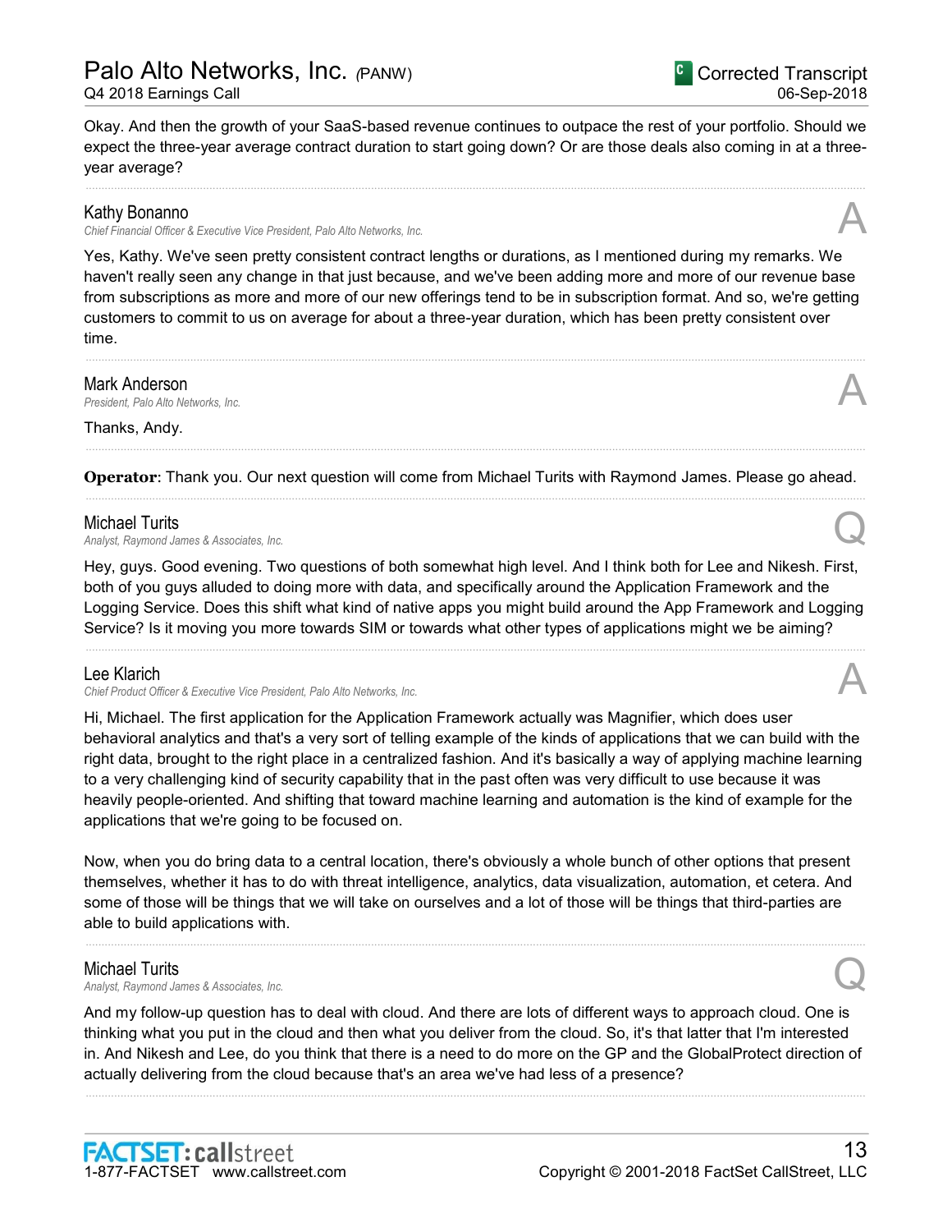Okay. And then the growth of your SaaS-based revenue continues to outpace the rest of your portfolio. Should we expect the three-year average contract duration to start going down? Or are those deals also coming in at a three-year average?

---

**Kathy Bonanno**
*Chief Financial Officer & Executive Vice President, Palo Alto Networks, Inc.* **A**

Yes, Kathy. We've seen pretty consistent contract lengths or durations, as I mentioned during my remarks. We haven't really seen any change in that just because, and we've been adding more and more of our revenue base from subscriptions as more and more of our new offerings tend to be in subscription format. And so, we're getting customers to commit to us on average for about a three-year duration, which has been pretty consistent over time.

---

**Mark Anderson**
*President, Palo Alto Networks, Inc.* **A**

Thanks, Andy.

---

**Operator**: Thank you. Our next question will come from Michael Turits with Raymond James. Please go ahead.

---

**Michael Turits**
*Analyst, Raymond James & Associates, Inc.* **Q**

Hey, guys. Good evening. Two questions of both somewhat high level. And I think both for Lee and Nikesh. First, both of you guys alluded to doing more with data, and specifically around the Application Framework and the Logging Service. Does this shift what kind of native apps you might build around the App Framework and Logging Service? Is it moving you more towards SIM or towards what other types of applications might we be aiming?

---

**Lee Klarich**
*Chief Product Officer & Executive Vice President, Palo Alto Networks, Inc.* **A**

Hi, Michael. The first application for the Application Framework actually was Magnifier, which does user behavioral analytics and that's a very sort of telling example of the kinds of applications that we can build with the right data, brought to the right place in a centralized fashion. And it's basically a way of applying machine learning to a very challenging kind of security capability that in the past often was very difficult to use because it was heavily people-oriented. And shifting that toward machine learning and automation is the kind of example for the applications that we're going to be focused on.

Now, when you do bring data to a central location, there's obviously a whole bunch of other options that present themselves, whether it has to do with threat intelligence, analytics, data visualization, automation, et cetera. And some of those will be things that we will take on ourselves and a lot of those will be things that third-parties are able to build applications with.

---

**Michael Turits**
*Analyst, Raymond James & Associates, Inc.* **Q**

And my follow-up question has to deal with cloud. And there are lots of different ways to approach cloud. One is thinking what you put in the cloud and then what you deliver from the cloud. So, it's that latter that I'm interested in. And Nikesh and Lee, do you think that there is a need to do more on the GP and the GlobalProtect direction of actually delivering from the cloud because that's an area we've had less of a presence?

---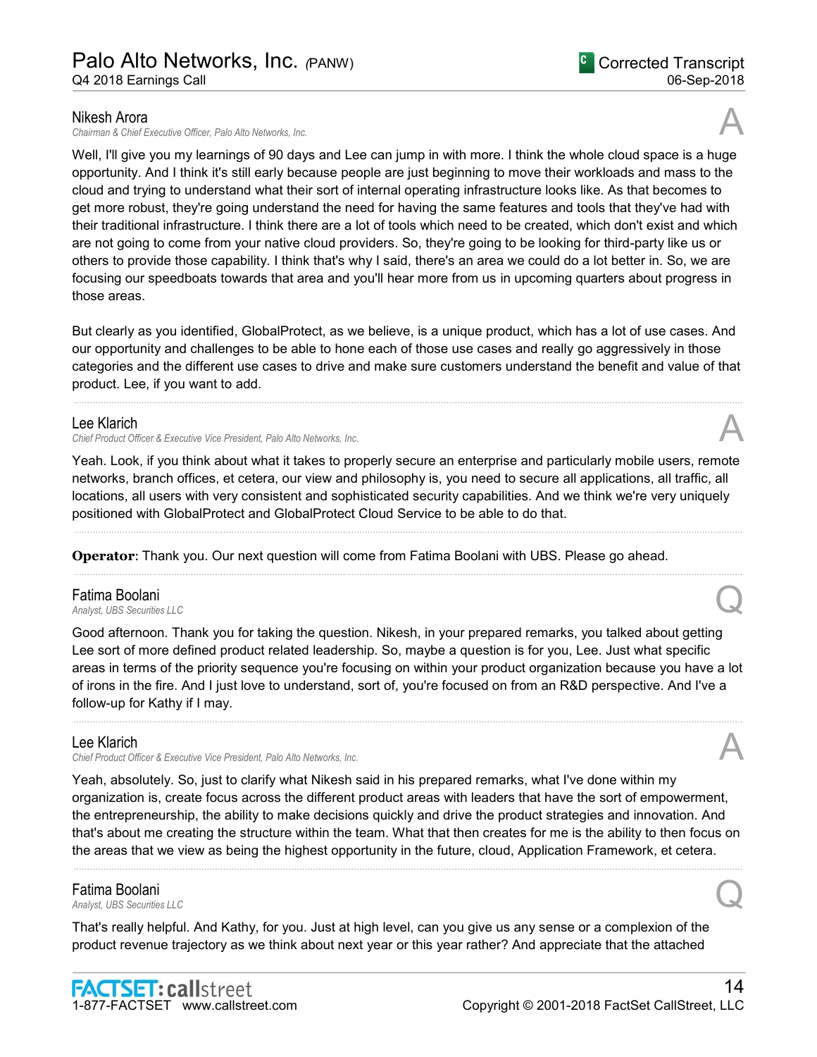**Nikesh Arora**
*Chairman & Chief Executive Officer, Palo Alto Networks, Inc.*

A

Well, I'll give you my learnings of 90 days and Lee can jump in with more. I think the whole cloud space is a huge opportunity. And I think it's still early because people are just beginning to move their workloads and mass to the cloud and trying to understand what their sort of internal operating infrastructure looks like. As that becomes to get more robust, they're going understand the need for having the same features and tools that they've had with their traditional infrastructure. I think there are a lot of tools which need to be created, which don't exist and which are not going to come from your native cloud providers. So, they're going to be looking for third-party like us or others to provide those capability. I think that's why I said, there's an area we could do a lot better in. So, we are focusing our speedboats towards that area and you'll hear more from us in upcoming quarters about progress in those areas.

But clearly as you identified, GlobalProtect, as we believe, is a unique product, which has a lot of use cases. And our opportunity and challenges to be able to hone each of those use cases and really go aggressively in those categories and the different use cases to drive and make sure customers understand the benefit and value of that product. Lee, if you want to add.

---

**Lee Klarich**
*Chief Product Officer & Executive Vice President, Palo Alto Networks, Inc.*

A

Yeah. Look, if you think about what it takes to properly secure an enterprise and particularly mobile users, remote networks, branch offices, et cetera, our view and philosophy is, you need to secure all applications, all traffic, all locations, all users with very consistent and sophisticated security capabilities. And we think we're very uniquely positioned with GlobalProtect and GlobalProtect Cloud Service to be able to do that.

---

**Operator**: Thank you. Our next question will come from Fatima Boolani with UBS. Please go ahead.

---

**Fatima Boolani**
*Analyst, UBS Securities LLC*

Q

Good afternoon. Thank you for taking the question. Nikesh, in your prepared remarks, you talked about getting Lee sort of more defined product related leadership. So, maybe a question is for you, Lee. Just what specific areas in terms of the priority sequence you're focusing on within your product organization because you have a lot of irons in the fire. And I just love to understand, sort of, you're focused on from an R&D perspective. And I've a follow-up for Kathy if I may.

---

**Lee Klarich**
*Chief Product Officer & Executive Vice President, Palo Alto Networks, Inc.*

A

Yeah, absolutely. So, just to clarify what Nikesh said in his prepared remarks, what I've done within my organization is, create focus across the different product areas with leaders that have the sort of empowerment, the entrepreneurship, the ability to make decisions quickly and drive the product strategies and innovation. And that's about me creating the structure within the team. What that then creates for me is the ability to then focus on the areas that we view as being the highest opportunity in the future, cloud, Application Framework, et cetera.

---

**Fatima Boolani**
*Analyst, UBS Securities LLC*

Q

That's really helpful. And Kathy, for you. Just at high level, can you give us any sense or a complexion of the product revenue trajectory as we think about next year or this year rather? And appreciate that the attached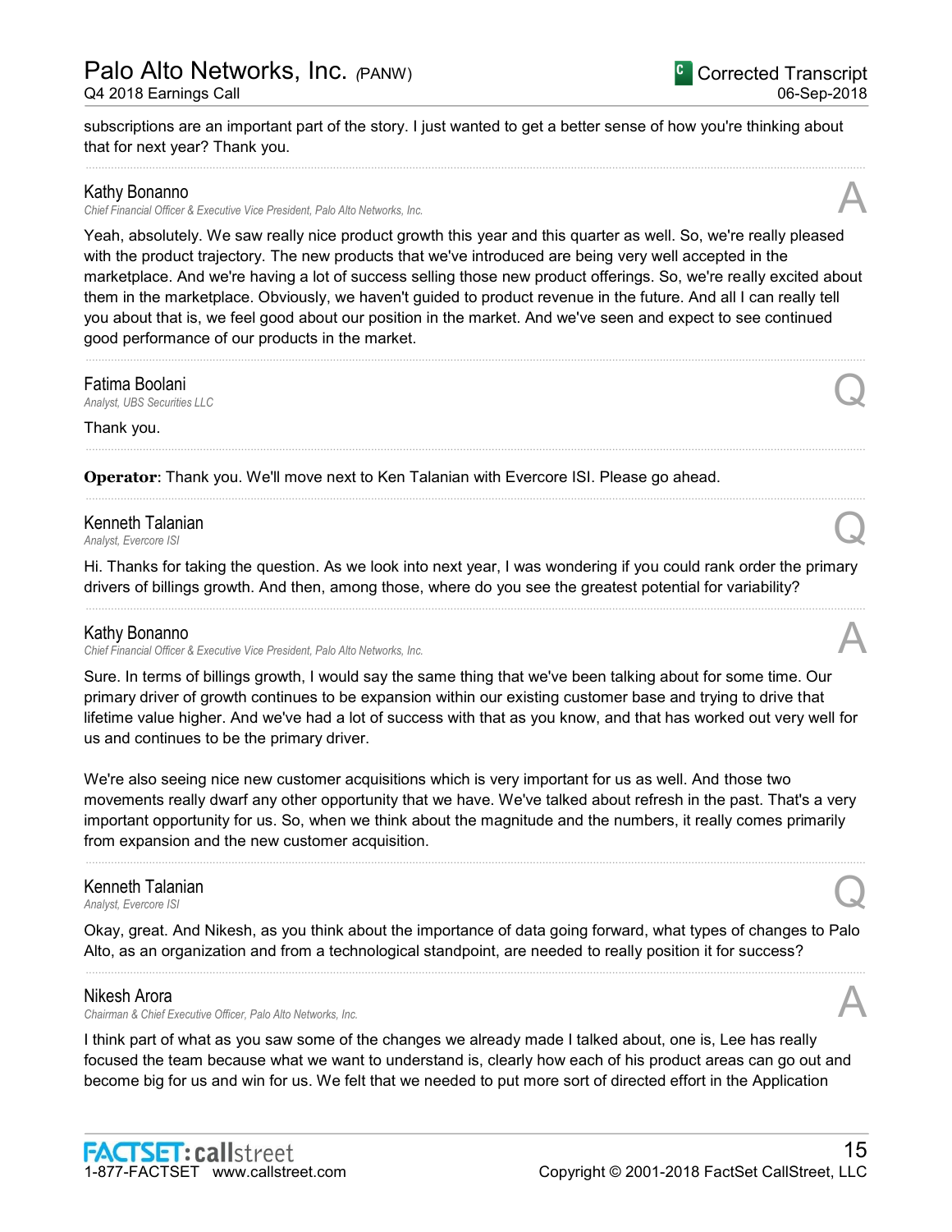subscriptions are an important part of the story. I just wanted to get a better sense of how you're thinking about that for next year? Thank you.

---

**Kathy Bonanno**
*Chief Financial Officer & Executive Vice President, Palo Alto Networks, Inc.*

**A**

Yeah, absolutely. We saw really nice product growth this year and this quarter as well. So, we're really pleased with the product trajectory. The new products that we've introduced are being very well accepted in the marketplace. And we're having a lot of success selling those new product offerings. So, we're really excited about them in the marketplace. Obviously, we haven't guided to product revenue in the future. And all I can really tell you about that is, we feel good about our position in the market. And we've seen and expect to see continued good performance of our products in the market.

---

**Fatima Boolani**
*Analyst, UBS Securities LLC*

**Q**

Thank you.

---

**Operator**: Thank you. We'll move next to Ken Talanian with Evercore ISI. Please go ahead.

---

**Kenneth Talanian**
*Analyst, Evercore ISI*

**Q**

Hi. Thanks for taking the question. As we look into next year, I was wondering if you could rank order the primary drivers of billings growth. And then, among those, where do you see the greatest potential for variability?

---

**Kathy Bonanno**
*Chief Financial Officer & Executive Vice President, Palo Alto Networks, Inc.*

**A**

Sure. In terms of billings growth, I would say the same thing that we've been talking about for some time. Our primary driver of growth continues to be expansion within our existing customer base and trying to drive that lifetime value higher. And we've had a lot of success with that as you know, and that has worked out very well for us and continues to be the primary driver.

We're also seeing nice new customer acquisitions which is very important for us as well. And those two movements really dwarf any other opportunity that we have. We've talked about refresh in the past. That's a very important opportunity for us. So, when we think about the magnitude and the numbers, it really comes primarily from expansion and the new customer acquisition.

---

**Kenneth Talanian**
*Analyst, Evercore ISI*

**Q**

Okay, great. And Nikesh, as you think about the importance of data going forward, what types of changes to Palo Alto, as an organization and from a technological standpoint, are needed to really position it for success?

---

**Nikesh Arora**
*Chairman & Chief Executive Officer, Palo Alto Networks, Inc.*

**A**

I think part of what as you saw some of the changes we already made I talked about, one is, Lee has really focused the team because what we want to understand is, clearly how each of his product areas can go out and become big for us and win for us. We felt that we needed to put more sort of directed effort in the Application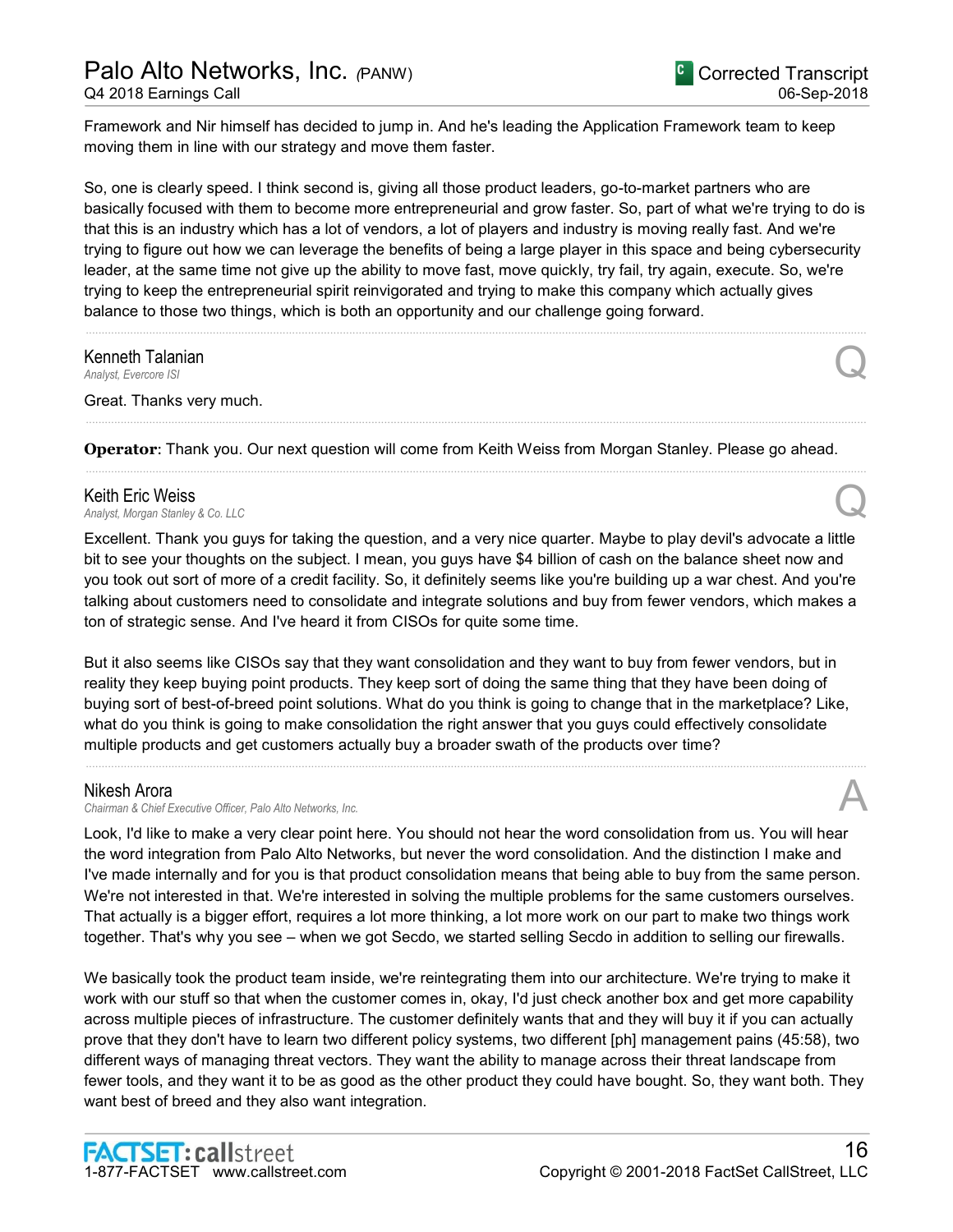Framework and Nir himself has decided to jump in. And he's leading the Application Framework team to keep moving them in line with our strategy and move them faster.

So, one is clearly speed. I think second is, giving all those product leaders, go-to-market partners who are basically focused with them to become more entrepreneurial and grow faster. So, part of what we're trying to do is that this is an industry which has a lot of vendors, a lot of players and industry is moving really fast. And we're trying to figure out how we can leverage the benefits of being a large player in this space and being cybersecurity leader, at the same time not give up the ability to move fast, move quickly, try fail, try again, execute. So, we're trying to keep the entrepreneurial spirit reinvigorated and trying to make this company which actually gives balance to those two things, which is both an opportunity and our challenge going forward.

---

**Kenneth Talanian**
*Analyst, Evercore ISI* — **Q**

Great. Thanks very much.

---

**Operator**: Thank you. Our next question will come from Keith Weiss from Morgan Stanley. Please go ahead.

---

**Keith Eric Weiss**
*Analyst, Morgan Stanley & Co. LLC* — **Q**

Excellent. Thank you guys for taking the question, and a very nice quarter. Maybe to play devil's advocate a little bit to see your thoughts on the subject. I mean, you guys have $4 billion of cash on the balance sheet now and you took out sort of more of a credit facility. So, it definitely seems like you're building up a war chest. And you're talking about customers need to consolidate and integrate solutions and buy from fewer vendors, which makes a ton of strategic sense. And I've heard it from CISOs for quite some time.

But it also seems like CISOs say that they want consolidation and they want to buy from fewer vendors, but in reality they keep buying point products. They keep sort of doing the same thing that they have been doing of buying sort of best-of-breed point solutions. What do you think is going to change that in the marketplace? Like, what do you think is going to make consolidation the right answer that you guys could effectively consolidate multiple products and get customers actually buy a broader swath of the products over time?

---

**Nikesh Arora**
*Chairman & Chief Executive Officer, Palo Alto Networks, Inc.* — **A**

Look, I'd like to make a very clear point here. You should not hear the word consolidation from us. You will hear the word integration from Palo Alto Networks, but never the word consolidation. And the distinction I make and I've made internally and for you is that product consolidation means that being able to buy from the same person. We're not interested in that. We're interested in solving the multiple problems for the same customers ourselves. That actually is a bigger effort, requires a lot more thinking, a lot more work on our part to make two things work together. That's why you see – when we got Secdo, we started selling Secdo in addition to selling our firewalls.

We basically took the product team inside, we're reintegrating them into our architecture. We're trying to make it work with our stuff so that when the customer comes in, okay, I'd just check another box and get more capability across multiple pieces of infrastructure. The customer definitely wants that and they will buy it if you can actually prove that they don't have to learn two different policy systems, two different [ph] management pains (45:58), two different ways of managing threat vectors. They want the ability to manage across their threat landscape from fewer tools, and they want it to be as good as the other product they could have bought. So, they want both. They want best of breed and they also want integration.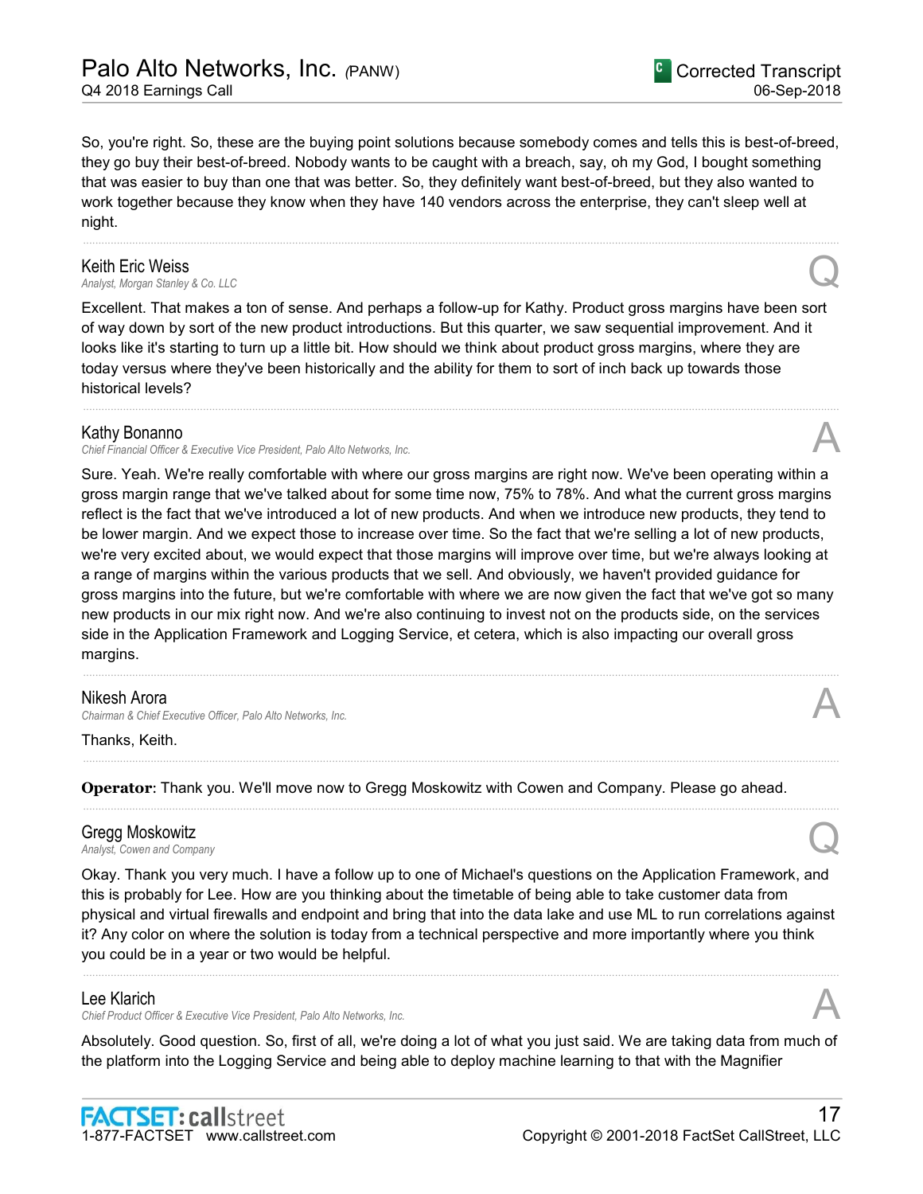So, you're right. So, these are the buying point solutions because somebody comes and tells this is best-of-breed, they go buy their best-of-breed. Nobody wants to be caught with a breach, say, oh my God, I bought something that was easier to buy than one that was better. So, they definitely want best-of-breed, but they also wanted to work together because they know when they have 140 vendors across the enterprise, they can't sleep well at night.

---

**Keith Eric Weiss**
*Analyst, Morgan Stanley & Co. LLC* **Q**

Excellent. That makes a ton of sense. And perhaps a follow-up for Kathy. Product gross margins have been sort of way down by sort of the new product introductions. But this quarter, we saw sequential improvement. And it looks like it's starting to turn up a little bit. How should we think about product gross margins, where they are today versus where they've been historically and the ability for them to sort of inch back up towards those historical levels?

---

**Kathy Bonanno**
*Chief Financial Officer & Executive Vice President, Palo Alto Networks, Inc.* **A**

Sure. Yeah. We're really comfortable with where our gross margins are right now. We've been operating within a gross margin range that we've talked about for some time now, 75% to 78%. And what the current gross margins reflect is the fact that we've introduced a lot of new products. And when we introduce new products, they tend to be lower margin. And we expect those to increase over time. So the fact that we're selling a lot of new products, we're very excited about, we would expect that those margins will improve over time, but we're always looking at a range of margins within the various products that we sell. And obviously, we haven't provided guidance for gross margins into the future, but we're comfortable with where we are now given the fact that we've got so many new products in our mix right now. And we're also continuing to invest not on the products side, on the services side in the Application Framework and Logging Service, et cetera, which is also impacting our overall gross margins.

---

**Nikesh Arora**
*Chairman & Chief Executive Officer, Palo Alto Networks, Inc.* **A**

Thanks, Keith.

---

**Operator**: Thank you. We'll move now to Gregg Moskowitz with Cowen and Company. Please go ahead.

---

**Gregg Moskowitz**
*Analyst, Cowen and Company* **Q**

Okay. Thank you very much. I have a follow up to one of Michael's questions on the Application Framework, and this is probably for Lee. How are you thinking about the timetable of being able to take customer data from physical and virtual firewalls and endpoint and bring that into the data lake and use ML to run correlations against it? Any color on where the solution is today from a technical perspective and more importantly where you think you could be in a year or two would be helpful.

---

**Lee Klarich**
*Chief Product Officer & Executive Vice President, Palo Alto Networks, Inc.* **A**

Absolutely. Good question. So, first of all, we're doing a lot of what you just said. We are taking data from much of the platform into the Logging Service and being able to deploy machine learning to that with the Magnifier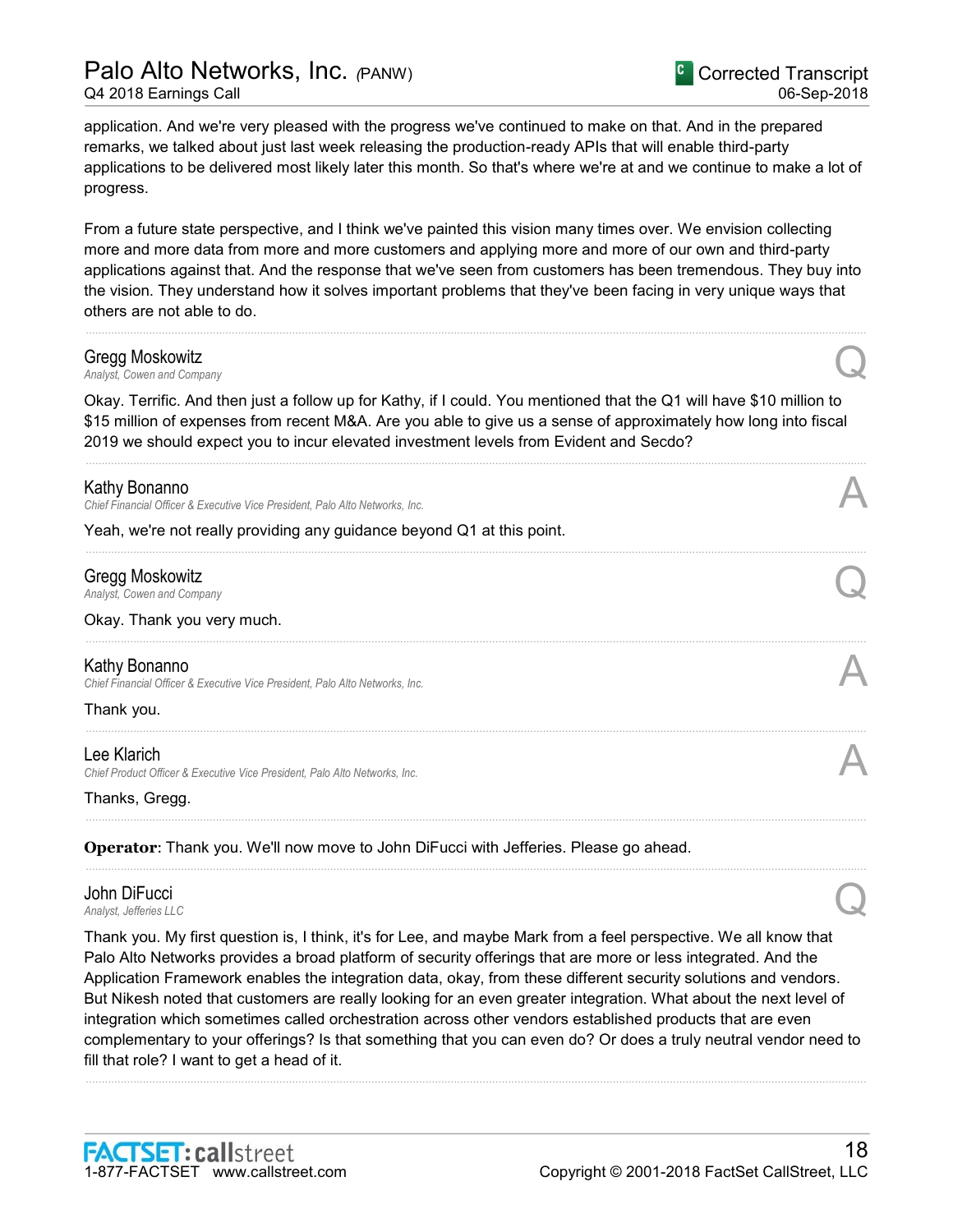application. And we're very pleased with the progress we've continued to make on that. And in the prepared remarks, we talked about just last week releasing the production-ready APIs that will enable third-party applications to be delivered most likely later this month. So that's where we're at and we continue to make a lot of progress.

From a future state perspective, and I think we've painted this vision many times over. We envision collecting more and more data from more and more customers and applying more and more of our own and third-party applications against that. And the response that we've seen from customers has been tremendous. They buy into the vision. They understand how it solves important problems that they've been facing in very unique ways that others are not able to do.

---

**Gregg Moskowitz**
*Analyst, Cowen and Company* **Q**

Okay. Terrific. And then just a follow up for Kathy, if I could. You mentioned that the Q1 will have $10 million to $15 million of expenses from recent M&A. Are you able to give us a sense of approximately how long into fiscal 2019 we should expect you to incur elevated investment levels from Evident and Secdo?

---

**Kathy Bonanno**
*Chief Financial Officer & Executive Vice President, Palo Alto Networks, Inc.* **A**

Yeah, we're not really providing any guidance beyond Q1 at this point.

---

**Gregg Moskowitz**
*Analyst, Cowen and Company* **Q**

Okay. Thank you very much.

---

**Kathy Bonanno**
*Chief Financial Officer & Executive Vice President, Palo Alto Networks, Inc.* **A**

Thank you.

---

**Lee Klarich**
*Chief Product Officer & Executive Vice President, Palo Alto Networks, Inc.* **A**

Thanks, Gregg.

---

**Operator**: Thank you. We'll now move to John DiFucci with Jefferies. Please go ahead.

---

**John DiFucci**
*Analyst, Jefferies LLC* **Q**

Thank you. My first question is, I think, it's for Lee, and maybe Mark from a feel perspective. We all know that Palo Alto Networks provides a broad platform of security offerings that are more or less integrated. And the Application Framework enables the integration data, okay, from these different security solutions and vendors. But Nikesh noted that customers are really looking for an even greater integration. What about the next level of integration which sometimes called orchestration across other vendors established products that are even complementary to your offerings? Is that something that you can even do? Or does a truly neutral vendor need to fill that role? I want to get a head of it.

---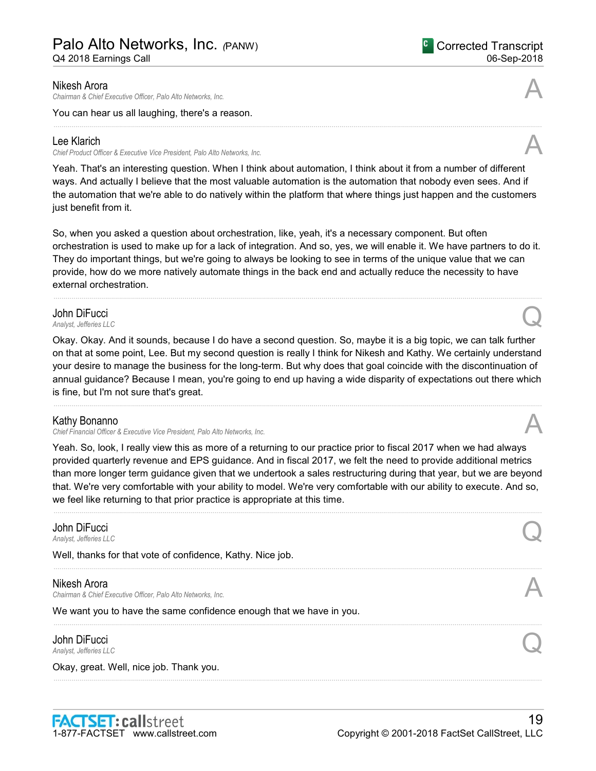**Nikesh Arora**
*Chairman & Chief Executive Officer, Palo Alto Networks, Inc.*

A

You can hear us all laughing, there's a reason.

---

**Lee Klarich**
*Chief Product Officer & Executive Vice President, Palo Alto Networks, Inc.*

A

Yeah. That's an interesting question. When I think about automation, I think about it from a number of different ways. And actually I believe that the most valuable automation is the automation that nobody even sees. And if the automation that we're able to do natively within the platform that where things just happen and the customers just benefit from it.

So, when you asked a question about orchestration, like, yeah, it's a necessary component. But often orchestration is used to make up for a lack of integration. And so, yes, we will enable it. We have partners to do it. They do important things, but we're going to always be looking to see in terms of the unique value that we can provide, how do we more natively automate things in the back end and actually reduce the necessity to have external orchestration.

---

**John DiFucci**
*Analyst, Jefferies LLC*

Q

Okay. Okay. And it sounds, because I do have a second question. So, maybe it is a big topic, we can talk further on that at some point, Lee. But my second question is really I think for Nikesh and Kathy. We certainly understand your desire to manage the business for the long-term. But why does that goal coincide with the discontinuation of annual guidance? Because I mean, you're going to end up having a wide disparity of expectations out there which is fine, but I'm not sure that's great.

---

**Kathy Bonanno**
*Chief Financial Officer & Executive Vice President, Palo Alto Networks, Inc.*

A

Yeah. So, look, I really view this as more of a returning to our practice prior to fiscal 2017 when we had always provided quarterly revenue and EPS guidance. And in fiscal 2017, we felt the need to provide additional metrics than more longer term guidance given that we undertook a sales restructuring during that year, but we are beyond that. We're very comfortable with your ability to model. We're very comfortable with our ability to execute. And so, we feel like returning to that prior practice is appropriate at this time.

---

**John DiFucci**
*Analyst, Jefferies LLC*

Q

Well, thanks for that vote of confidence, Kathy. Nice job.

---

**Nikesh Arora**
*Chairman & Chief Executive Officer, Palo Alto Networks, Inc.*

A

We want you to have the same confidence enough that we have in you.

---

**John DiFucci**
*Analyst, Jefferies LLC*

Q

Okay, great. Well, nice job. Thank you.

---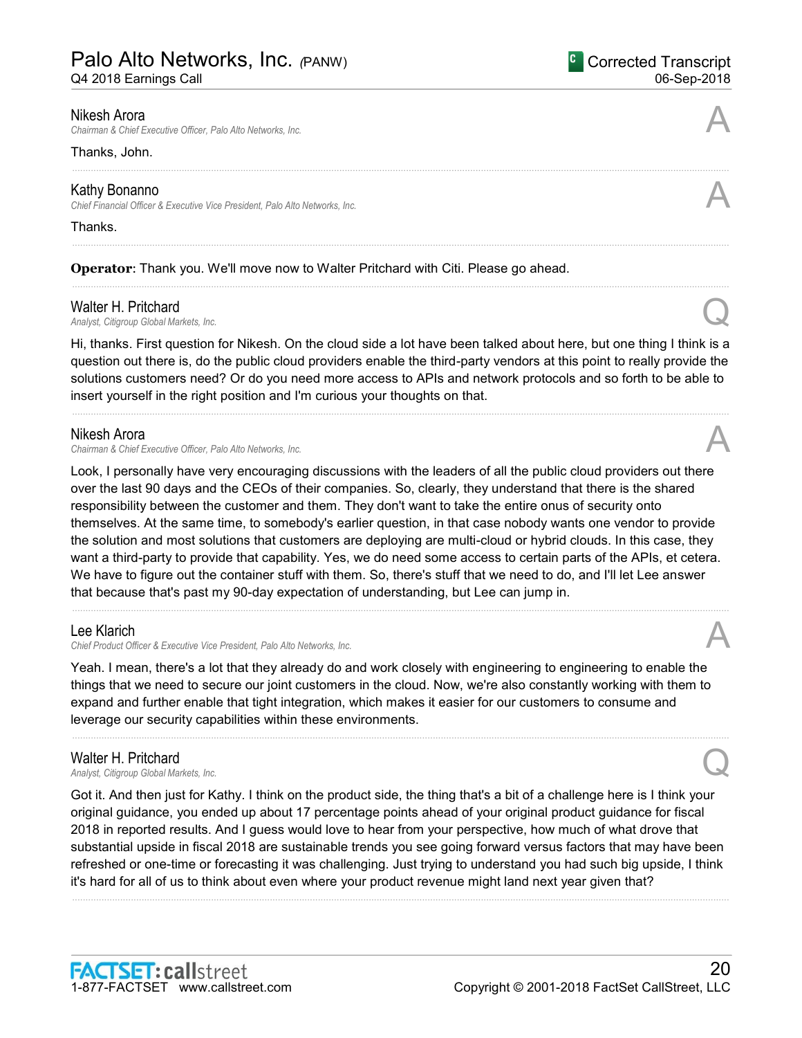**Nikesh Arora**
*Chairman & Chief Executive Officer, Palo Alto Networks, Inc.*

A

Thanks, John.

---

**Kathy Bonanno**
*Chief Financial Officer & Executive Vice President, Palo Alto Networks, Inc.*

A

Thanks.

---

**Operator**: Thank you. We'll move now to Walter Pritchard with Citi. Please go ahead.

---

**Walter H. Pritchard**
*Analyst, Citigroup Global Markets, Inc.*

Q

Hi, thanks. First question for Nikesh. On the cloud side a lot have been talked about here, but one thing I think is a question out there is, do the public cloud providers enable the third-party vendors at this point to really provide the solutions customers need? Or do you need more access to APIs and network protocols and so forth to be able to insert yourself in the right position and I'm curious your thoughts on that.

---

**Nikesh Arora**
*Chairman & Chief Executive Officer, Palo Alto Networks, Inc.*

A

Look, I personally have very encouraging discussions with the leaders of all the public cloud providers out there over the last 90 days and the CEOs of their companies. So, clearly, they understand that there is the shared responsibility between the customer and them. They don't want to take the entire onus of security onto themselves. At the same time, to somebody's earlier question, in that case nobody wants one vendor to provide the solution and most solutions that customers are deploying are multi-cloud or hybrid clouds. In this case, they want a third-party to provide that capability. Yes, we do need some access to certain parts of the APIs, et cetera. We have to figure out the container stuff with them. So, there's stuff that we need to do, and I'll let Lee answer that because that's past my 90-day expectation of understanding, but Lee can jump in.

---

**Lee Klarich**
*Chief Product Officer & Executive Vice President, Palo Alto Networks, Inc.*

A

Yeah. I mean, there's a lot that they already do and work closely with engineering to engineering to enable the things that we need to secure our joint customers in the cloud. Now, we're also constantly working with them to expand and further enable that tight integration, which makes it easier for our customers to consume and leverage our security capabilities within these environments.

---

**Walter H. Pritchard**
*Analyst, Citigroup Global Markets, Inc.*

Q

Got it. And then just for Kathy. I think on the product side, the thing that's a bit of a challenge here is I think your original guidance, you ended up about 17 percentage points ahead of your original product guidance for fiscal 2018 in reported results. And I guess would love to hear from your perspective, how much of what drove that substantial upside in fiscal 2018 are sustainable trends you see going forward versus factors that may have been refreshed or one-time or forecasting it was challenging. Just trying to understand you had such big upside, I think it's hard for all of us to think about even where your product revenue might land next year given that?

---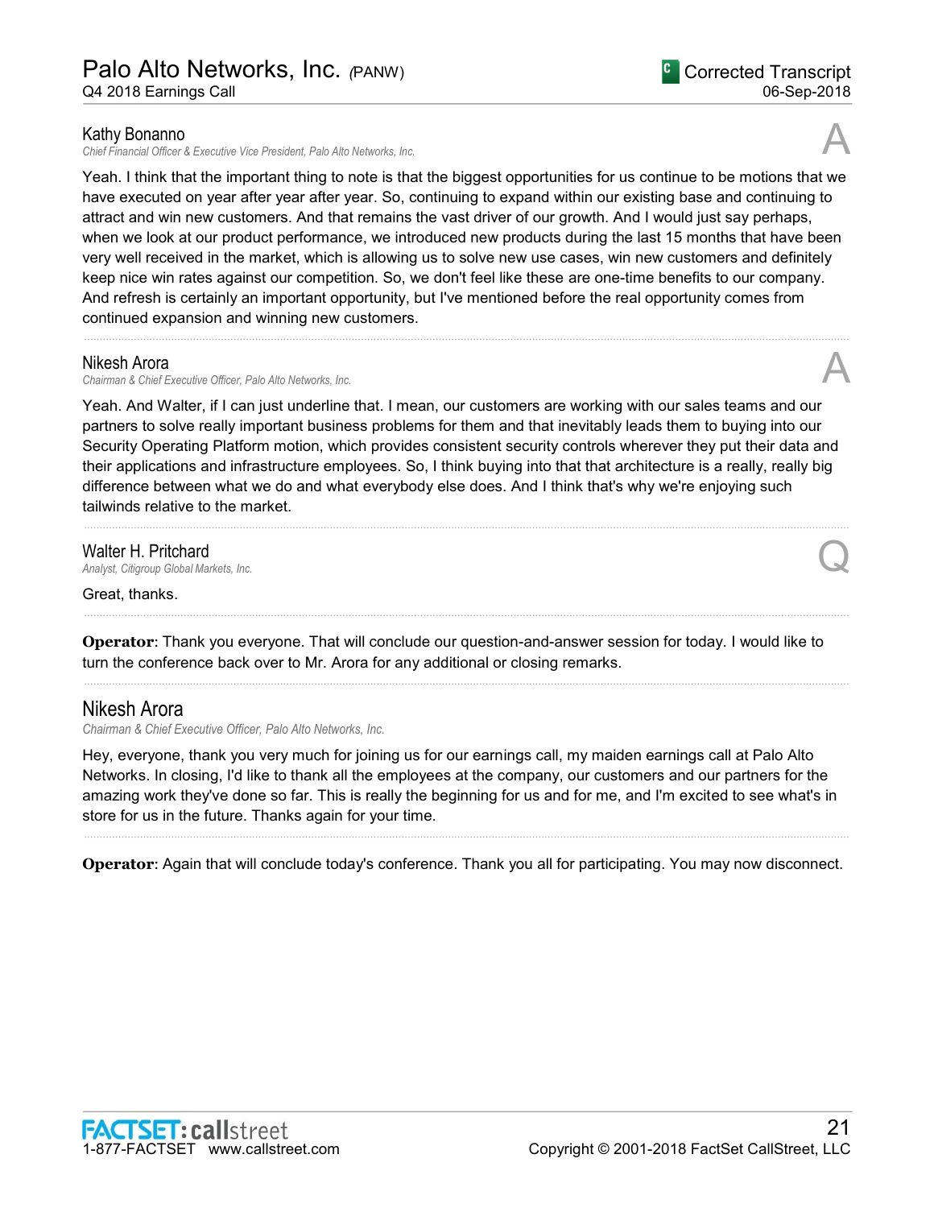**Kathy Bonanno**
*Chief Financial Officer & Executive Vice President, Palo Alto Networks, Inc.*

A

Yeah. I think that the important thing to note is that the biggest opportunities for us continue to be motions that we have executed on year after year after year. So, continuing to expand within our existing base and continuing to attract and win new customers. And that remains the vast driver of our growth. And I would just say perhaps, when we look at our product performance, we introduced new products during the last 15 months that have been very well received in the market, which is allowing us to solve new use cases, win new customers and definitely keep nice win rates against our competition. So, we don't feel like these are one-time benefits to our company. And refresh is certainly an important opportunity, but I've mentioned before the real opportunity comes from continued expansion and winning new customers.

---

**Nikesh Arora**
*Chairman & Chief Executive Officer, Palo Alto Networks, Inc.*

A

Yeah. And Walter, if I can just underline that. I mean, our customers are working with our sales teams and our partners to solve really important business problems for them and that inevitably leads them to buying into our Security Operating Platform motion, which provides consistent security controls wherever they put their data and their applications and infrastructure employees. So, I think buying into that that architecture is a really, really big difference between what we do and what everybody else does. And I think that's why we're enjoying such tailwinds relative to the market.

---

**Walter H. Pritchard**
*Analyst, Citigroup Global Markets, Inc.*

Q

Great, thanks.

---

**Operator**: Thank you everyone. That will conclude our question-and-answer session for today. I would like to turn the conference back over to Mr. Arora for any additional or closing remarks.

---

## Nikesh Arora

*Chairman & Chief Executive Officer, Palo Alto Networks, Inc.*

Hey, everyone, thank you very much for joining us for our earnings call, my maiden earnings call at Palo Alto Networks. In closing, I'd like to thank all the employees at the company, our customers and our partners for the amazing work they've done so far. This is really the beginning for us and for me, and I'm excited to see what's in store for us in the future. Thanks again for your time.

---

**Operator**: Again that will conclude today's conference. Thank you all for participating. You may now disconnect.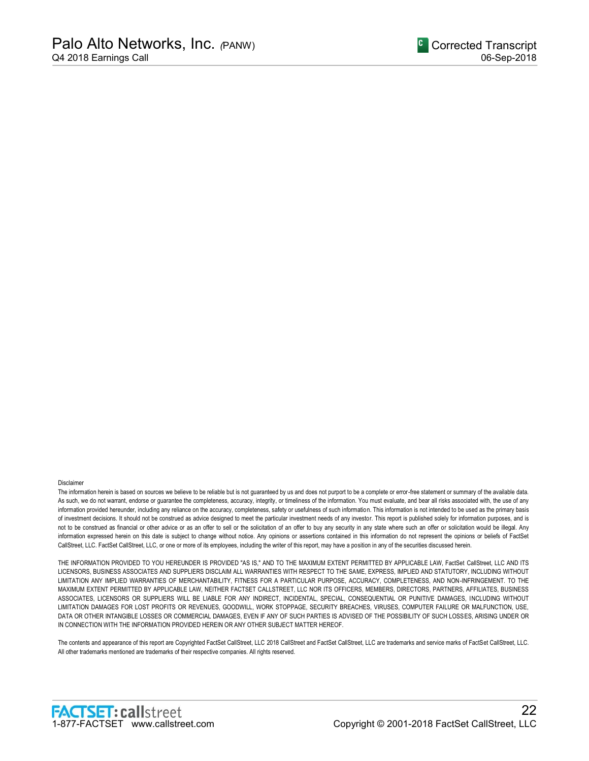Disclaimer

The information herein is based on sources we believe to be reliable but is not guaranteed by us and does not purport to be a complete or error-free statement or summary of the available data. As such, we do not warrant, endorse or guarantee the completeness, accuracy, integrity, or timeliness of the information. You must evaluate, and bear all risks associated with, the use of any information provided hereunder, including any reliance on the accuracy, completeness, safety or usefulness of such information. This information is not intended to be used as the primary basis of investment decisions. It should not be construed as advice designed to meet the particular investment needs of any investor. This report is published solely for information purposes, and is not to be construed as financial or other advice or as an offer to sell or the solicitation of an offer to buy any security in any state where such an offer or solicitation would be illegal. Any information expressed herein on this date is subject to change without notice. Any opinions or assertions contained in this information do not represent the opinions or beliefs of FactSet CallStreet, LLC. FactSet CallStreet, LLC, or one or more of its employees, including the writer of this report, may have a position in any of the securities discussed herein.

THE INFORMATION PROVIDED TO YOU HEREUNDER IS PROVIDED "AS IS," AND TO THE MAXIMUM EXTENT PERMITTED BY APPLICABLE LAW, FactSet CallStreet, LLC AND ITS LICENSORS, BUSINESS ASSOCIATES AND SUPPLIERS DISCLAIM ALL WARRANTIES WITH RESPECT TO THE SAME, EXPRESS, IMPLIED AND STATUTORY, INCLUDING WITHOUT LIMITATION ANY IMPLIED WARRANTIES OF MERCHANTABILITY, FITNESS FOR A PARTICULAR PURPOSE, ACCURACY, COMPLETENESS, AND NON-INFRINGEMENT. TO THE MAXIMUM EXTENT PERMITTED BY APPLICABLE LAW, NEITHER FACTSET CALLSTREET, LLC NOR ITS OFFICERS, MEMBERS, DIRECTORS, PARTNERS, AFFILIATES, BUSINESS ASSOCIATES, LICENSORS OR SUPPLIERS WILL BE LIABLE FOR ANY INDIRECT, INCIDENTAL, SPECIAL, CONSEQUENTIAL OR PUNITIVE DAMAGES, INCLUDING WITHOUT LIMITATION DAMAGES FOR LOST PROFITS OR REVENUES, GOODWILL, WORK STOPPAGE, SECURITY BREACHES, VIRUSES, COMPUTER FAILURE OR MALFUNCTION, USE, DATA OR OTHER INTANGIBLE LOSSES OR COMMERCIAL DAMAGES, EVEN IF ANY OF SUCH PARTIES IS ADVISED OF THE POSSIBILITY OF SUCH LOSSES, ARISING UNDER OR IN CONNECTION WITH THE INFORMATION PROVIDED HEREIN OR ANY OTHER SUBJECT MATTER HEREOF.

The contents and appearance of this report are Copyrighted FactSet CallStreet, LLC 2018 CallStreet and FactSet CallStreet, LLC are trademarks and service marks of FactSet CallStreet, LLC. All other trademarks mentioned are trademarks of their respective companies. All rights reserved.